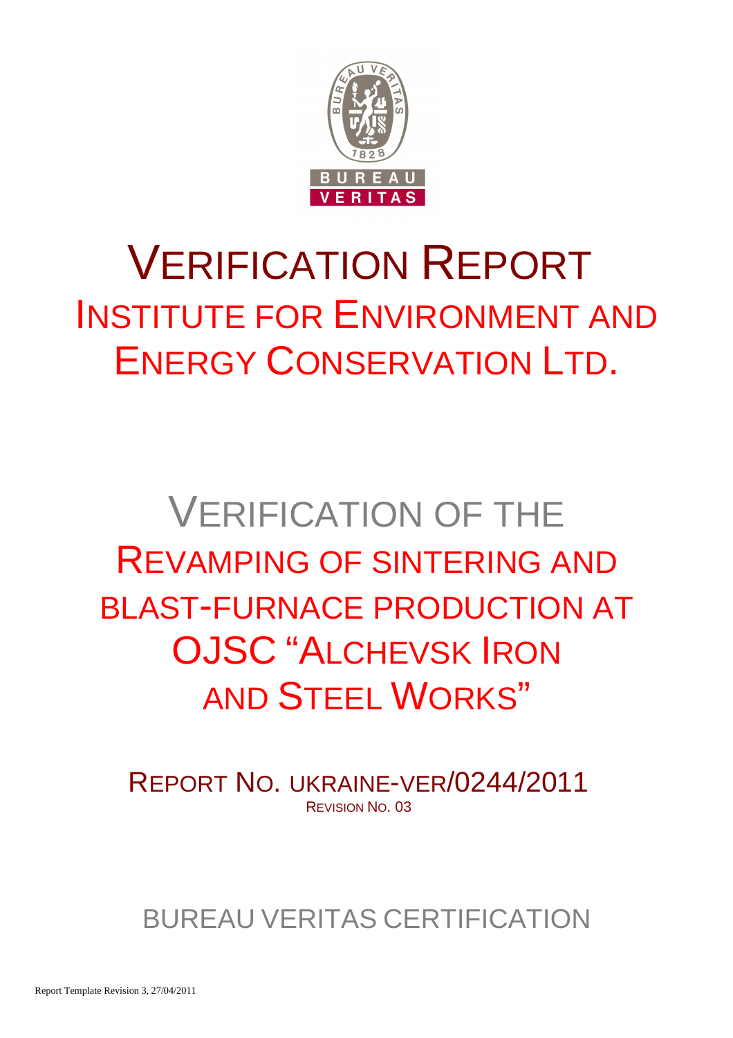BUREAU VERITAS

# VERIFICATION REPORT

## INSTITUTE FOR ENVIRONMENT AND ENERGY CONSERVATION LTD.

# VERIFICATION OF THE REVAMPING OF SINTERING AND BLAST-FURNACE PRODUCTION AT OJSC "ALCHEVSK IRON AND STEEL WORKS"

REPORT NO. UKRAINE-VER/0244/2011
REVISION NO. 03

BUREAU VERITAS CERTIFICATION

Report Template Revision 3, 27/04/2011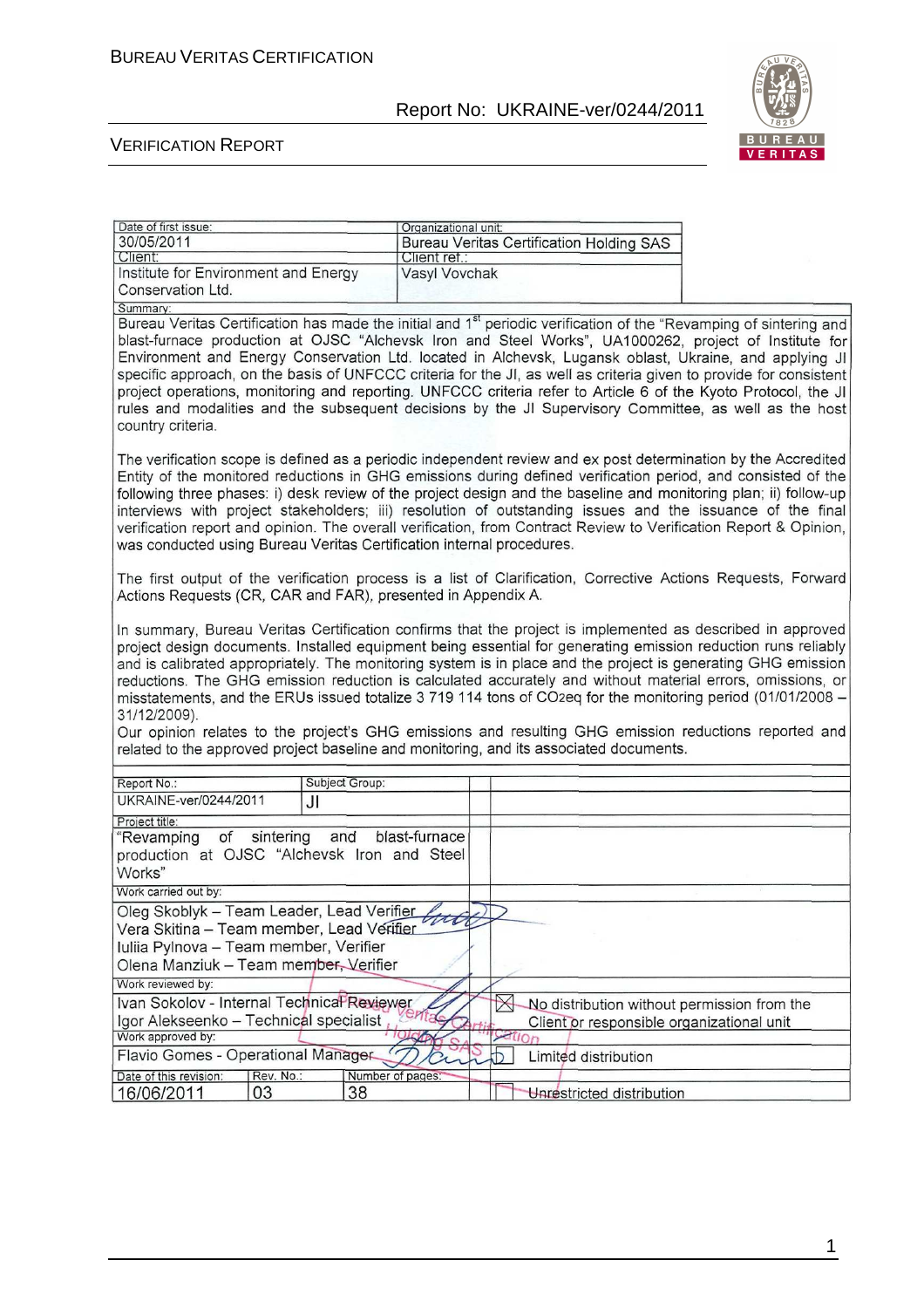| Date of first issue: | Organizational unit: |
| --- | --- |
| 30/05/2011 | Bureau Veritas Certification Holding SAS |
| Client: | Client ref.: |
| Institute for Environment and Energy Conservation Ltd. | Vasyl Vovchak |

Summary:

Bureau Veritas Certification has made the initial and 1st periodic verification of the "Revamping of sintering and blast-furnace production at OJSC "Alchevsk Iron and Steel Works", UA1000262, project of Institute for Environment and Energy Conservation Ltd. located in Alchevsk, Lugansk oblast, Ukraine, and applying JI specific approach, on the basis of UNFCCC criteria for the JI, as well as criteria given to provide for consistent project operations, monitoring and reporting. UNFCCC criteria refer to Article 6 of the Kyoto Protocol, the JI rules and modalities and the subsequent decisions by the JI Supervisory Committee, as well as the host country criteria.

The verification scope is defined as a periodic independent review and ex post determination by the Accredited Entity of the monitored reductions in GHG emissions during defined verification period, and consisted of the following three phases: i) desk review of the project design and the baseline and monitoring plan; ii) follow-up interviews with project stakeholders; iii) resolution of outstanding issues and the issuance of the final verification report and opinion. The overall verification, from Contract Review to Verification Report & Opinion, was conducted using Bureau Veritas Certification internal procedures.

The first output of the verification process is a list of Clarification, Corrective Actions Requests, Forward Actions Requests (CR, CAR and FAR), presented in Appendix A.

In summary, Bureau Veritas Certification confirms that the project is implemented as described in approved project design documents. Installed equipment being essential for generating emission reduction runs reliably and is calibrated appropriately. The monitoring system is in place and the project is generating GHG emission reductions. The GHG emission reduction is calculated accurately and without material errors, omissions, or misstatements, and the ERUs issued totalize 3 719 114 tons of $CO_2eq$ for the monitoring period (01/01/2008 – 31/12/2009).

Our opinion relates to the project's GHG emissions and resulting GHG emission reductions reported and related to the approved project baseline and monitoring, and its associated documents.

| Report No.: | Subject Group: | |
| --- | --- | --- |
| UKRAINE-ver/0244/2011 | JI | |
| Project title: | | |
| "Revamping of sintering and blast-furnace production at OJSC "Alchevsk Iron and Steel Works" | | |
| Work carried out by: | | |
| Oleg Skoblyk – Team Leader, Lead Verifier<br>Vera Skitina – Team member, Lead Verifier<br>Iuliia Pylnova – Team member, Verifier<br>Olena Manziuk – Team member, Verifier | | |
| Work reviewed by: | | |
| Ivan Sokolov - Internal Technical Reviewer<br>Igor Alekseenko – Technical specialist | | ☒ No distribution without permission from the Client or responsible organizational unit |
| Work approved by: | | |
| Flavio Gomes - Operational Manager | | ☐ Limited distribution |
| Date of this revision: 16/06/2011 | Rev. No.: 03 | Number of pages: 38 |
| | | ☐ Unrestricted distribution |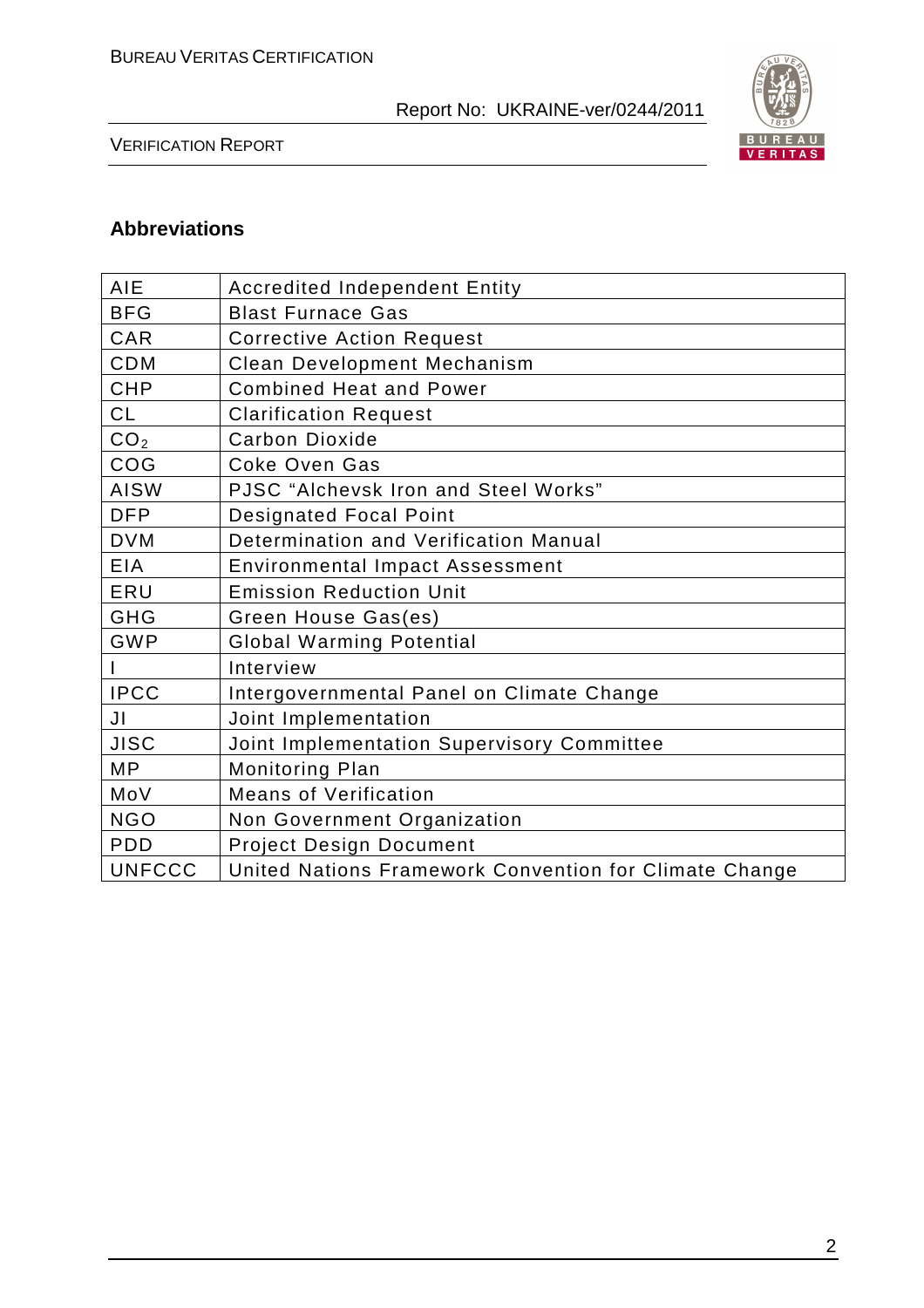## Abbreviations

| | |
|---|---|
| AIE | Accredited Independent Entity |
| BFG | Blast Furnace Gas |
| CAR | Corrective Action Request |
| CDM | Clean Development Mechanism |
| CHP | Combined Heat and Power |
| CL | Clarification Request |
| $CO_2$ | Carbon Dioxide |
| COG | Coke Oven Gas |
| AISW | PJSC "Alchevsk Iron and Steel Works" |
| DFP | Designated Focal Point |
| DVM | Determination and Verification Manual |
| EIA | Environmental Impact Assessment |
| ERU | Emission Reduction Unit |
| GHG | Green House Gas(es) |
| GWP | Global Warming Potential |
| I | Interview |
| IPCC | Intergovernmental Panel on Climate Change |
| JI | Joint Implementation |
| JISC | Joint Implementation Supervisory Committee |
| MP | Monitoring Plan |
| MoV | Means of Verification |
| NGO | Non Government Organization |
| PDD | Project Design Document |
| UNFCCC | United Nations Framework Convention for Climate Change |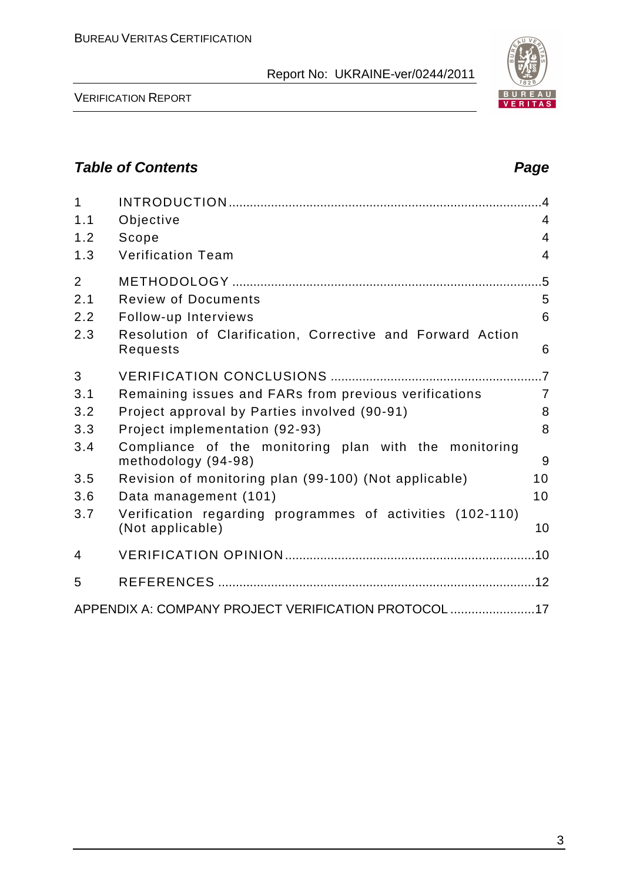## Table of Contents

| | | Page |
|---|---|---|
| 1 | INTRODUCTION | 4 |
| 1.1 | Objective | 4 |
| 1.2 | Scope | 4 |
| 1.3 | Verification Team | 4 |
| 2 | METHODOLOGY | 5 |
| 2.1 | Review of Documents | 5 |
| 2.2 | Follow-up Interviews | 6 |
| 2.3 | Resolution of Clarification, Corrective and Forward Action Requests | 6 |
| 3 | VERIFICATION CONCLUSIONS | 7 |
| 3.1 | Remaining issues and FARs from previous verifications | 7 |
| 3.2 | Project approval by Parties involved (90-91) | 8 |
| 3.3 | Project implementation (92-93) | 8 |
| 3.4 | Compliance of the monitoring plan with the monitoring methodology (94-98) | 9 |
| 3.5 | Revision of monitoring plan (99-100) (Not applicable) | 10 |
| 3.6 | Data management (101) | 10 |
| 3.7 | Verification regarding programmes of activities (102-110) (Not applicable) | 10 |
| 4 | VERIFICATION OPINION | 10 |
| 5 | REFERENCES | 12 |
| | APPENDIX A: COMPANY PROJECT VERIFICATION PROTOCOL | 17 |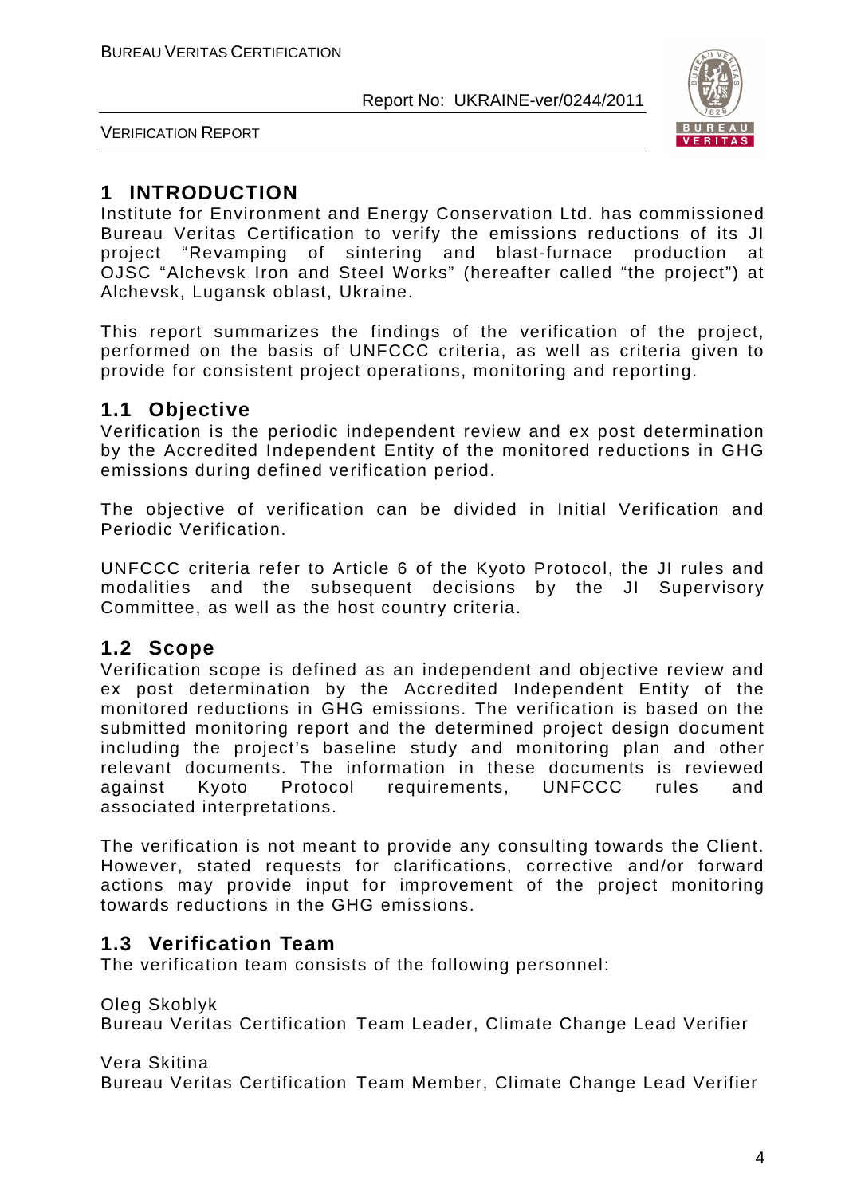# 1 INTRODUCTION

Institute for Environment and Energy Conservation Ltd. has commissioned Bureau Veritas Certification to verify the emissions reductions of its JI project "Revamping of sintering and blast-furnace production at OJSC "Alchevsk Iron and Steel Works" (hereafter called "the project") at Alchevsk, Lugansk oblast, Ukraine.

This report summarizes the findings of the verification of the project, performed on the basis of UNFCCC criteria, as well as criteria given to provide for consistent project operations, monitoring and reporting.

## 1.1 Objective

Verification is the periodic independent review and ex post determination by the Accredited Independent Entity of the monitored reductions in GHG emissions during defined verification period.

The objective of verification can be divided in Initial Verification and Periodic Verification.

UNFCCC criteria refer to Article 6 of the Kyoto Protocol, the JI rules and modalities and the subsequent decisions by the JI Supervisory Committee, as well as the host country criteria.

## 1.2 Scope

Verification scope is defined as an independent and objective review and ex post determination by the Accredited Independent Entity of the monitored reductions in GHG emissions. The verification is based on the submitted monitoring report and the determined project design document including the project's baseline study and monitoring plan and other relevant documents. The information in these documents is reviewed against Kyoto Protocol requirements, UNFCCC rules and associated interpretations.

The verification is not meant to provide any consulting towards the Client. However, stated requests for clarifications, corrective and/or forward actions may provide input for improvement of the project monitoring towards reductions in the GHG emissions.

## 1.3 Verification Team

The verification team consists of the following personnel:

Oleg Skoblyk
Bureau Veritas Certification Team Leader, Climate Change Lead Verifier

Vera Skitina
Bureau Veritas Certification Team Member, Climate Change Lead Verifier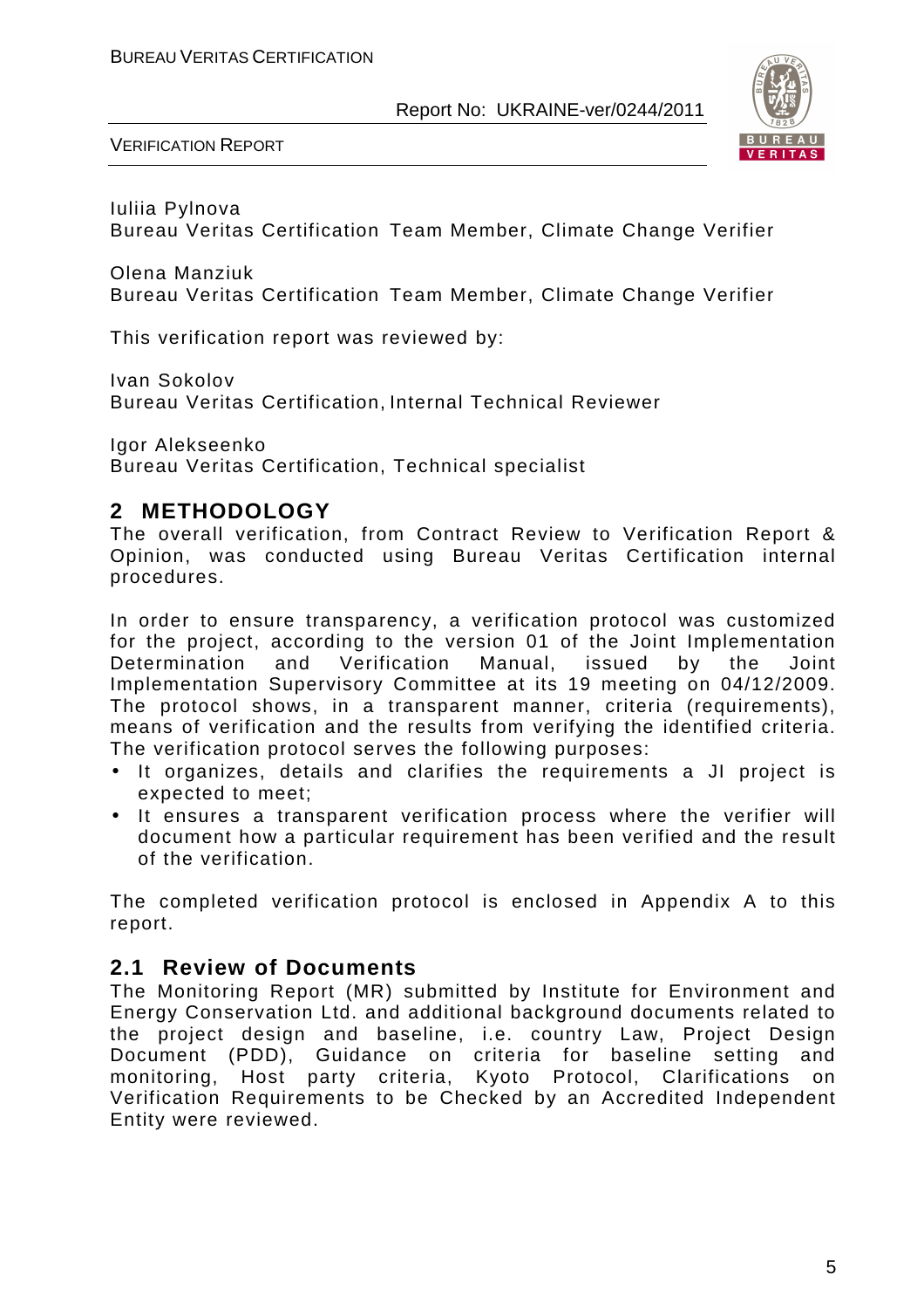Iuliia Pylnova
Bureau Veritas Certification Team Member, Climate Change Verifier

Olena Manziuk
Bureau Veritas Certification Team Member, Climate Change Verifier

This verification report was reviewed by:

Ivan Sokolov
Bureau Veritas Certification, Internal Technical Reviewer

Igor Alekseenko
Bureau Veritas Certification, Technical specialist

## 2 METHODOLOGY

The overall verification, from Contract Review to Verification Report & Opinion, was conducted using Bureau Veritas Certification internal procedures.

In order to ensure transparency, a verification protocol was customized for the project, according to the version 01 of the Joint Implementation Determination and Verification Manual, issued by the Joint Implementation Supervisory Committee at its 19 meeting on 04/12/2009. The protocol shows, in a transparent manner, criteria (requirements), means of verification and the results from verifying the identified criteria. The verification protocol serves the following purposes:

- It organizes, details and clarifies the requirements a JI project is expected to meet;
- It ensures a transparent verification process where the verifier will document how a particular requirement has been verified and the result of the verification.

The completed verification protocol is enclosed in Appendix A to this report.

### 2.1 Review of Documents

The Monitoring Report (MR) submitted by Institute for Environment and Energy Conservation Ltd. and additional background documents related to the project design and baseline, i.e. country Law, Project Design Document (PDD), Guidance on criteria for baseline setting and monitoring, Host party criteria, Kyoto Protocol, Clarifications on Verification Requirements to be Checked by an Accredited Independent Entity were reviewed.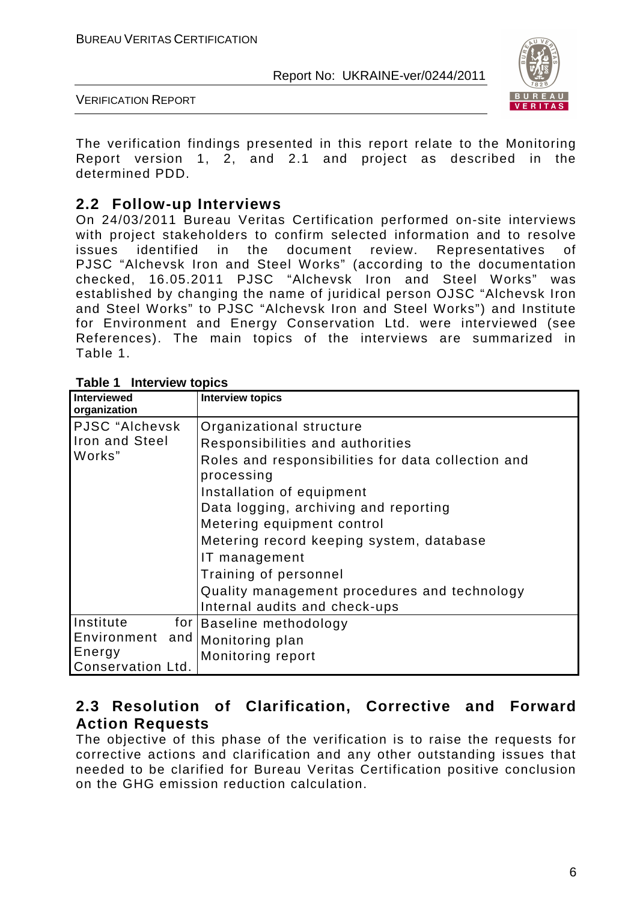The verification findings presented in this report relate to the Monitoring Report version 1, 2, and 2.1 and project as described in the determined PDD.

## 2.2 Follow-up Interviews

On 24/03/2011 Bureau Veritas Certification performed on-site interviews with project stakeholders to confirm selected information and to resolve issues identified in the document review. Representatives of PJSC "Alchevsk Iron and Steel Works" (according to the documentation checked, 16.05.2011 PJSC "Alchevsk Iron and Steel Works" was established by changing the name of juridical person OJSC "Alchevsk Iron and Steel Works" to PJSC "Alchevsk Iron and Steel Works") and Institute for Environment and Energy Conservation Ltd. were interviewed (see References). The main topics of the interviews are summarized in Table 1.

**Table 1 Interview topics**

| Interviewed organization | Interview topics |
|---|---|
| PJSC "Alchevsk Iron and Steel Works" | Organizational structure<br>Responsibilities and authorities<br>Roles and responsibilities for data collection and processing<br>Installation of equipment<br>Data logging, archiving and reporting<br>Metering equipment control<br>Metering record keeping system, database<br>IT management<br>Training of personnel<br>Quality management procedures and technology<br>Internal audits and check-ups |
| Institute for Environment and Energy Conservation Ltd. | Baseline methodology<br>Monitoring plan<br>Monitoring report |

## 2.3 Resolution of Clarification, Corrective and Forward Action Requests

The objective of this phase of the verification is to raise the requests for corrective actions and clarification and any other outstanding issues that needed to be clarified for Bureau Veritas Certification positive conclusion on the GHG emission reduction calculation.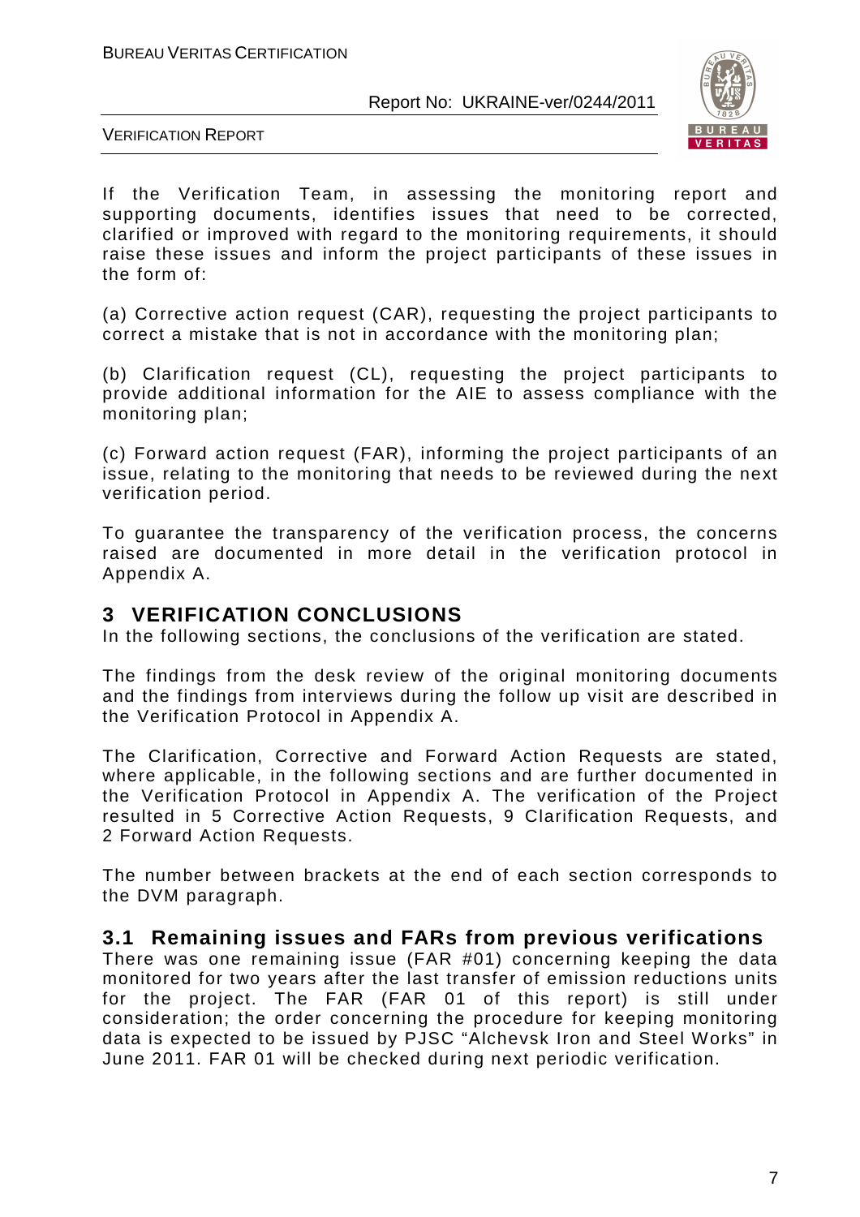If the Verification Team, in assessing the monitoring report and supporting documents, identifies issues that need to be corrected, clarified or improved with regard to the monitoring requirements, it should raise these issues and inform the project participants of these issues in the form of:

(a) Corrective action request (CAR), requesting the project participants to correct a mistake that is not in accordance with the monitoring plan;

(b) Clarification request (CL), requesting the project participants to provide additional information for the AIE to assess compliance with the monitoring plan;

(c) Forward action request (FAR), informing the project participants of an issue, relating to the monitoring that needs to be reviewed during the next verification period.

To guarantee the transparency of the verification process, the concerns raised are documented in more detail in the verification protocol in Appendix A.

# 3 VERIFICATION CONCLUSIONS

In the following sections, the conclusions of the verification are stated.

The findings from the desk review of the original monitoring documents and the findings from interviews during the follow up visit are described in the Verification Protocol in Appendix A.

The Clarification, Corrective and Forward Action Requests are stated, where applicable, in the following sections and are further documented in the Verification Protocol in Appendix A. The verification of the Project resulted in 5 Corrective Action Requests, 9 Clarification Requests, and 2 Forward Action Requests.

The number between brackets at the end of each section corresponds to the DVM paragraph.

## 3.1 Remaining issues and FARs from previous verifications

There was one remaining issue (FAR #01) concerning keeping the data monitored for two years after the last transfer of emission reductions units for the project. The FAR (FAR 01 of this report) is still under consideration; the order concerning the procedure for keeping monitoring data is expected to be issued by PJSC "Alchevsk Iron and Steel Works" in June 2011. FAR 01 will be checked during next periodic verification.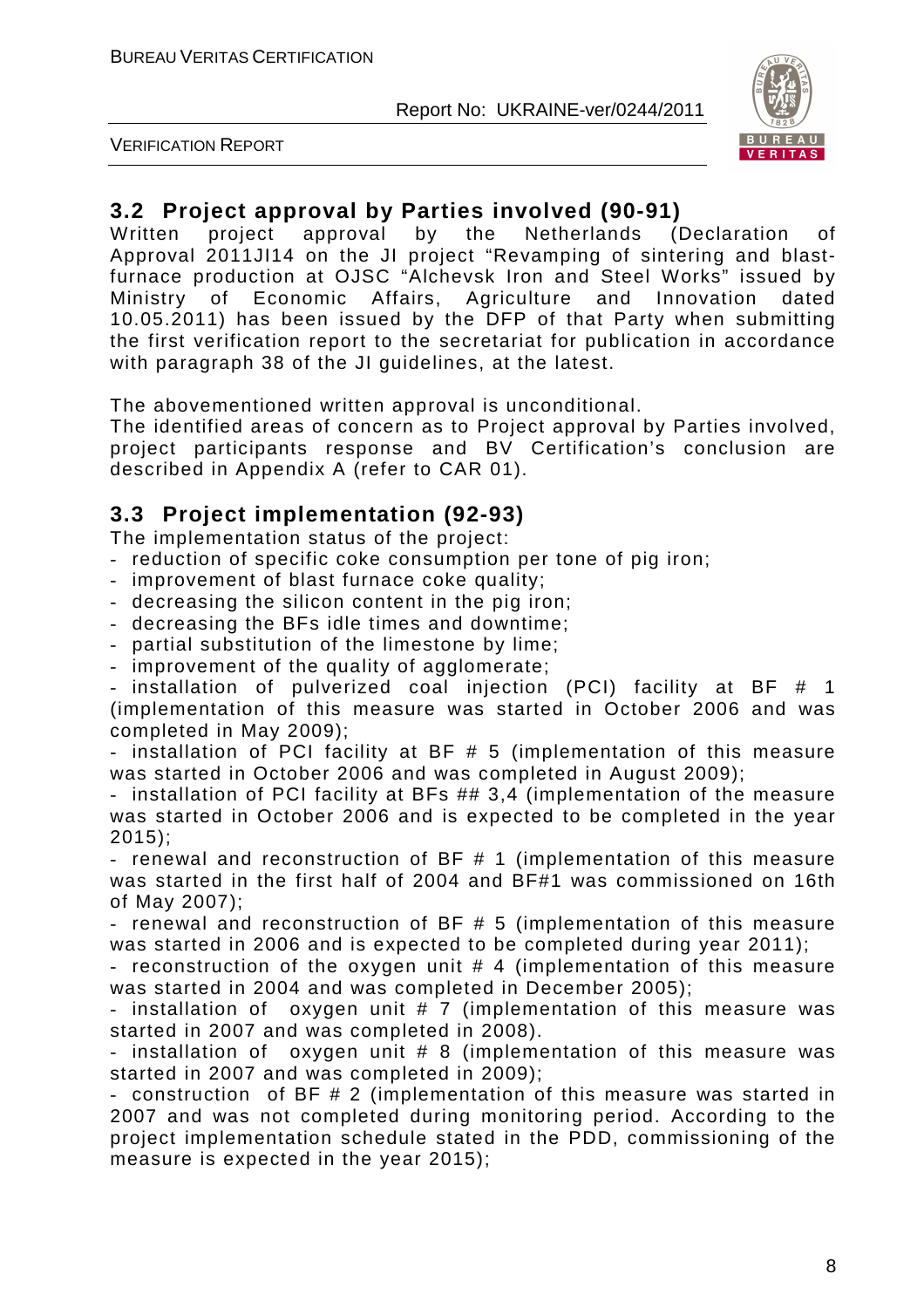## 3.2 Project approval by Parties involved (90-91)

Written project approval by the Netherlands (Declaration of Approval 2011JI14 on the JI project "Revamping of sintering and blast-furnace production at OJSC "Alchevsk Iron and Steel Works" issued by Ministry of Economic Affairs, Agriculture and Innovation dated 10.05.2011) has been issued by the DFP of that Party when submitting the first verification report to the secretariat for publication in accordance with paragraph 38 of the JI guidelines, at the latest.

The abovementioned written approval is unconditional.

The identified areas of concern as to Project approval by Parties involved, project participants response and BV Certification's conclusion are described in Appendix A (refer to CAR 01).

## 3.3 Project implementation (92-93)

The implementation status of the project:

- reduction of specific coke consumption per tone of pig iron;
- improvement of blast furnace coke quality;
- decreasing the silicon content in the pig iron;
- decreasing the BFs idle times and downtime;
- partial substitution of the limestone by lime;
- improvement of the quality of agglomerate;
- installation of pulverized coal injection (PCI) facility at BF # 1 (implementation of this measure was started in October 2006 and was completed in May 2009);
- installation of PCI facility at BF # 5 (implementation of this measure was started in October 2006 and was completed in August 2009);
- installation of PCI facility at BFs ## 3,4 (implementation of the measure was started in October 2006 and is expected to be completed in the year 2015);
- renewal and reconstruction of BF # 1 (implementation of this measure was started in the first half of 2004 and BF#1 was commissioned on 16th of May 2007);
- renewal and reconstruction of BF # 5 (implementation of this measure was started in 2006 and is expected to be completed during year 2011);
- reconstruction of the oxygen unit # 4 (implementation of this measure was started in 2004 and was completed in December 2005);
- installation of oxygen unit # 7 (implementation of this measure was started in 2007 and was completed in 2008).
- installation of oxygen unit # 8 (implementation of this measure was started in 2007 and was completed in 2009);
- construction of BF # 2 (implementation of this measure was started in 2007 and was not completed during monitoring period. According to the project implementation schedule stated in the PDD, commissioning of the measure is expected in the year 2015);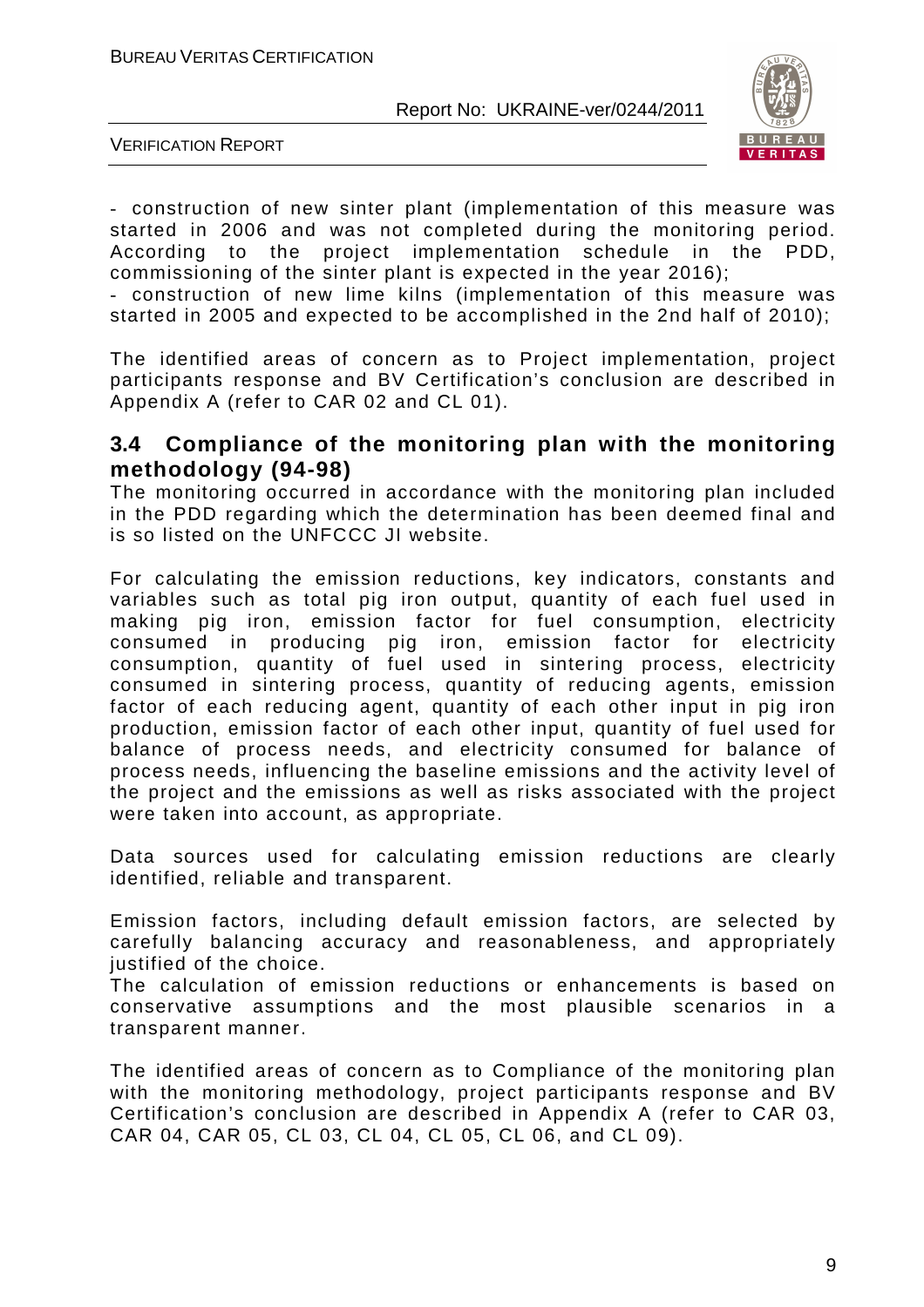- construction of new sinter plant (implementation of this measure was started in 2006 and was not completed during the monitoring period. According to the project implementation schedule in the PDD, commissioning of the sinter plant is expected in the year 2016);
- construction of new lime kilns (implementation of this measure was started in 2005 and expected to be accomplished in the 2nd half of 2010);

The identified areas of concern as to Project implementation, project participants response and BV Certification's conclusion are described in Appendix A (refer to CAR 02 and CL 01).

## 3.4 Compliance of the monitoring plan with the monitoring methodology (94-98)

The monitoring occurred in accordance with the monitoring plan included in the PDD regarding which the determination has been deemed final and is so listed on the UNFCCC JI website.

For calculating the emission reductions, key indicators, constants and variables such as total pig iron output, quantity of each fuel used in making pig iron, emission factor for fuel consumption, electricity consumed in producing pig iron, emission factor for electricity consumption, quantity of fuel used in sintering process, electricity consumed in sintering process, quantity of reducing agents, emission factor of each reducing agent, quantity of each other input in pig iron production, emission factor of each other input, quantity of fuel used for balance of process needs, and electricity consumed for balance of process needs, influencing the baseline emissions and the activity level of the project and the emissions as well as risks associated with the project were taken into account, as appropriate.

Data sources used for calculating emission reductions are clearly identified, reliable and transparent.

Emission factors, including default emission factors, are selected by carefully balancing accuracy and reasonableness, and appropriately justified of the choice.
The calculation of emission reductions or enhancements is based on conservative assumptions and the most plausible scenarios in a transparent manner.

The identified areas of concern as to Compliance of the monitoring plan with the monitoring methodology, project participants response and BV Certification's conclusion are described in Appendix A (refer to CAR 03, CAR 04, CAR 05, CL 03, CL 04, CL 05, CL 06, and CL 09).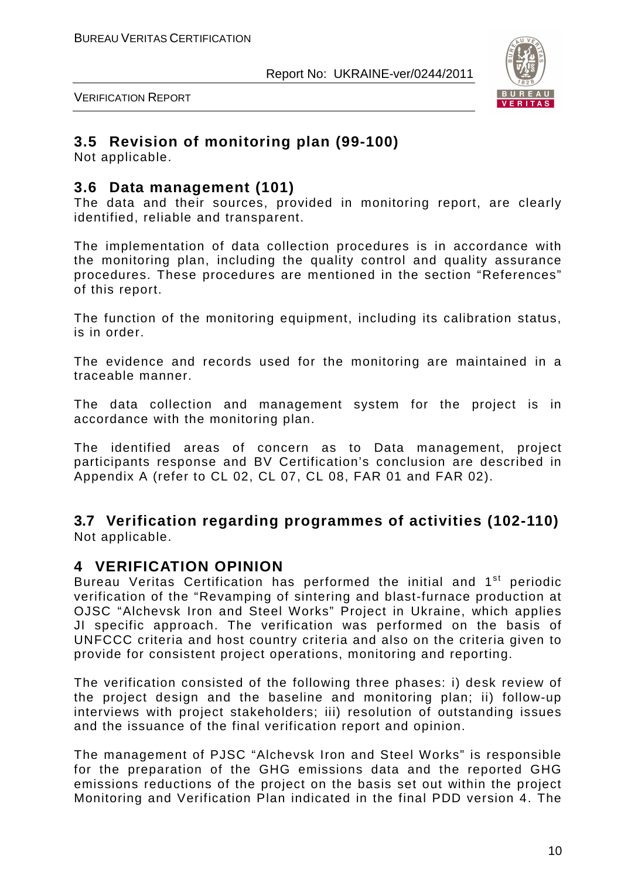## 3.5 Revision of monitoring plan (99-100)

Not applicable.

## 3.6 Data management (101)

The data and their sources, provided in monitoring report, are clearly identified, reliable and transparent.

The implementation of data collection procedures is in accordance with the monitoring plan, including the quality control and quality assurance procedures. These procedures are mentioned in the section "References" of this report.

The function of the monitoring equipment, including its calibration status, is in order.

The evidence and records used for the monitoring are maintained in a traceable manner.

The data collection and management system for the project is in accordance with the monitoring plan.

The identified areas of concern as to Data management, project participants response and BV Certification's conclusion are described in Appendix A (refer to CL 02, CL 07, CL 08, FAR 01 and FAR 02).

## 3.7 Verification regarding programmes of activities (102-110)

Not applicable.

# 4 VERIFICATION OPINION

Bureau Veritas Certification has performed the initial and 1st periodic verification of the "Revamping of sintering and blast-furnace production at OJSC "Alchevsk Iron and Steel Works" Project in Ukraine, which applies JI specific approach. The verification was performed on the basis of UNFCCC criteria and host country criteria and also on the criteria given to provide for consistent project operations, monitoring and reporting.

The verification consisted of the following three phases: i) desk review of the project design and the baseline and monitoring plan; ii) follow-up interviews with project stakeholders; iii) resolution of outstanding issues and the issuance of the final verification report and opinion.

The management of PJSC "Alchevsk Iron and Steel Works" is responsible for the preparation of the GHG emissions data and the reported GHG emissions reductions of the project on the basis set out within the project Monitoring and Verification Plan indicated in the final PDD version 4. The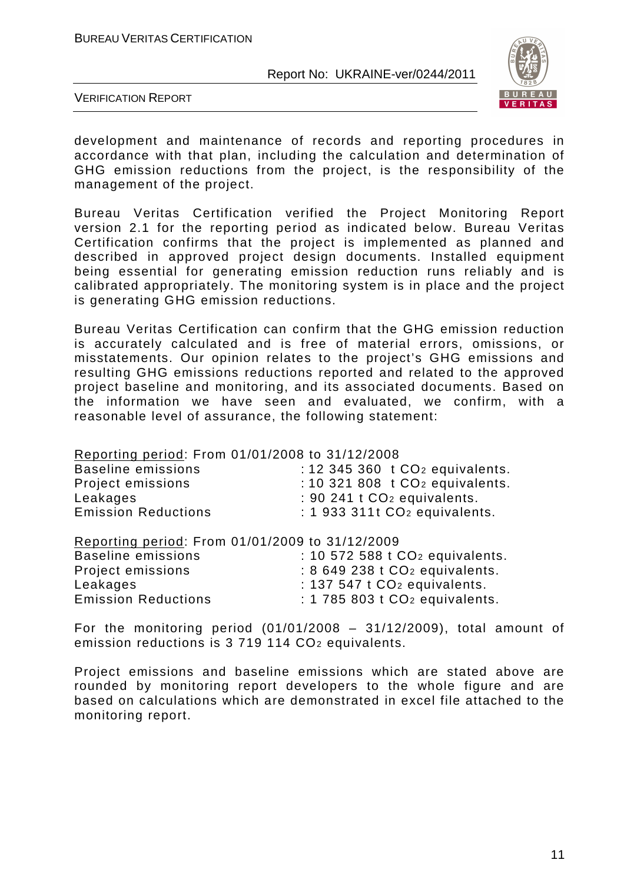development and maintenance of records and reporting procedures in accordance with that plan, including the calculation and determination of GHG emission reductions from the project, is the responsibility of the management of the project.

Bureau Veritas Certification verified the Project Monitoring Report version 2.1 for the reporting period as indicated below. Bureau Veritas Certification confirms that the project is implemented as planned and described in approved project design documents. Installed equipment being essential for generating emission reduction runs reliably and is calibrated appropriately. The monitoring system is in place and the project is generating GHG emission reductions.

Bureau Veritas Certification can confirm that the GHG emission reduction is accurately calculated and is free of material errors, omissions, or misstatements. Our opinion relates to the project's GHG emissions and resulting GHG emissions reductions reported and related to the approved project baseline and monitoring, and its associated documents. Based on the information we have seen and evaluated, we confirm, with a reasonable level of assurance, the following statement:

<u>Reporting period</u>: From 01/01/2008 to 31/12/2008

| | |
|---|---|
| Baseline emissions | : 12 345 360 t $CO_2$ equivalents. |
| Project emissions | : 10 321 808 t $CO_2$ equivalents. |
| Leakages | : 90 241 t $CO_2$ equivalents. |
| Emission Reductions | : 1 933 311t $CO_2$ equivalents. |

<u>Reporting period</u>: From 01/01/2009 to 31/12/2009

| | |
|---|---|
| Baseline emissions | : 10 572 588 t $CO_2$ equivalents. |
| Project emissions | : 8 649 238 t $CO_2$ equivalents. |
| Leakages | : 137 547 t $CO_2$ equivalents. |
| Emission Reductions | : 1 785 803 t $CO_2$ equivalents. |

For the monitoring period (01/01/2008 – 31/12/2009), total amount of emission reductions is 3 719 114 $CO_2$ equivalents.

Project emissions and baseline emissions which are stated above are rounded by monitoring report developers to the whole figure and are based on calculations which are demonstrated in excel file attached to the monitoring report.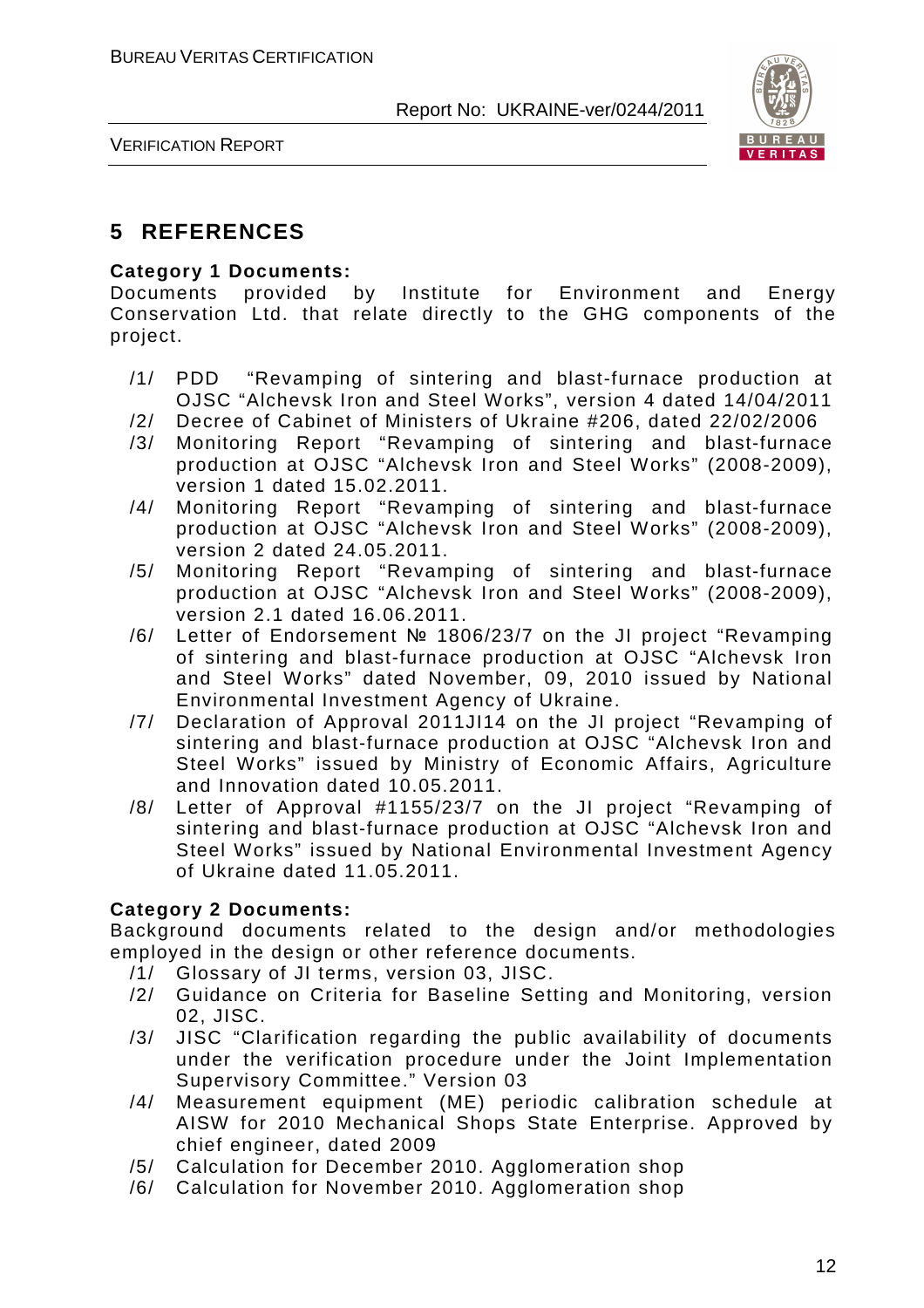## 5 REFERENCES

**Category 1 Documents:**

Documents provided by Institute for Environment and Energy Conservation Ltd. that relate directly to the GHG components of the project.

/1/ PDD "Revamping of sintering and blast-furnace production at OJSC "Alchevsk Iron and Steel Works", version 4 dated 14/04/2011

/2/ Decree of Cabinet of Ministers of Ukraine #206, dated 22/02/2006

/3/ Monitoring Report "Revamping of sintering and blast-furnace production at OJSC "Alchevsk Iron and Steel Works" (2008-2009), version 1 dated 15.02.2011.

/4/ Monitoring Report "Revamping of sintering and blast-furnace production at OJSC "Alchevsk Iron and Steel Works" (2008-2009), version 2 dated 24.05.2011.

/5/ Monitoring Report "Revamping of sintering and blast-furnace production at OJSC "Alchevsk Iron and Steel Works" (2008-2009), version 2.1 dated 16.06.2011.

/6/ Letter of Endorsement № 1806/23/7 on the JI project "Revamping of sintering and blast-furnace production at OJSC "Alchevsk Iron and Steel Works" dated November, 09, 2010 issued by National Environmental Investment Agency of Ukraine.

/7/ Declaration of Approval 2011JI14 on the JI project "Revamping of sintering and blast-furnace production at OJSC "Alchevsk Iron and Steel Works" issued by Ministry of Economic Affairs, Agriculture and Innovation dated 10.05.2011.

/8/ Letter of Approval #1155/23/7 on the JI project "Revamping of sintering and blast-furnace production at OJSC "Alchevsk Iron and Steel Works" issued by National Environmental Investment Agency of Ukraine dated 11.05.2011.

**Category 2 Documents:**

Background documents related to the design and/or methodologies employed in the design or other reference documents.

/1/ Glossary of JI terms, version 03, JISC.

/2/ Guidance on Criteria for Baseline Setting and Monitoring, version 02, JISC.

/3/ JISC "Clarification regarding the public availability of documents under the verification procedure under the Joint Implementation Supervisory Committee." Version 03

/4/ Measurement equipment (ME) periodic calibration schedule at AISW for 2010 Mechanical Shops State Enterprise. Approved by chief engineer, dated 2009

/5/ Calculation for December 2010. Agglomeration shop

/6/ Calculation for November 2010. Agglomeration shop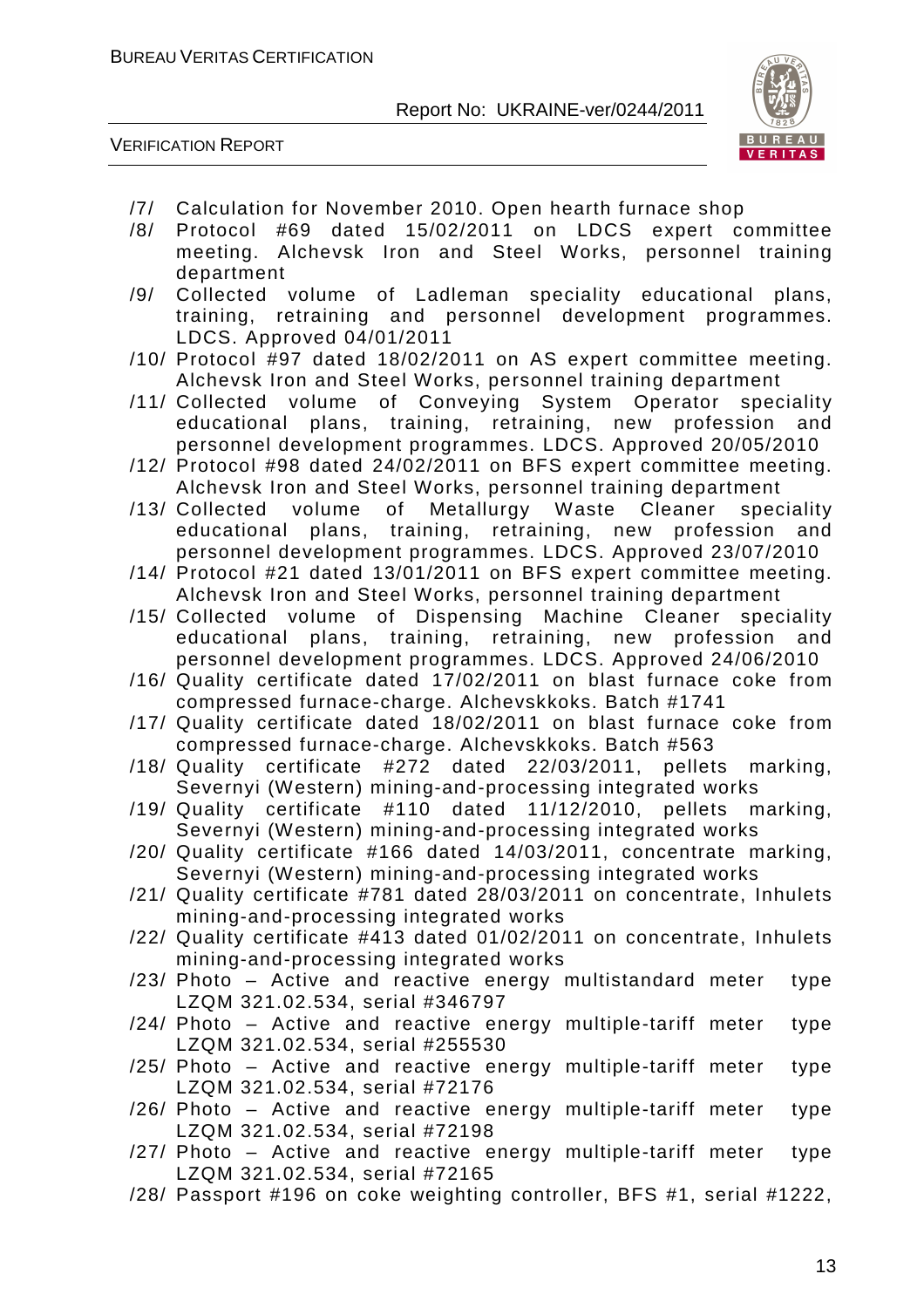/7/ Calculation for November 2010. Open hearth furnace shop

/8/ Protocol #69 dated 15/02/2011 on LDCS expert committee meeting. Alchevsk Iron and Steel Works, personnel training department

/9/ Collected volume of Ladleman speciality educational plans, training, retraining and personnel development programmes. LDCS. Approved 04/01/2011

/10/ Protocol #97 dated 18/02/2011 on AS expert committee meeting. Alchevsk Iron and Steel Works, personnel training department

/11/ Collected volume of Conveying System Operator speciality educational plans, training, retraining, new profession and personnel development programmes. LDCS. Approved 20/05/2010

/12/ Protocol #98 dated 24/02/2011 on BFS expert committee meeting. Alchevsk Iron and Steel Works, personnel training department

/13/ Collected volume of Metallurgy Waste Cleaner speciality educational plans, training, retraining, new profession and personnel development programmes. LDCS. Approved 23/07/2010

/14/ Protocol #21 dated 13/01/2011 on BFS expert committee meeting. Alchevsk Iron and Steel Works, personnel training department

/15/ Collected volume of Dispensing Machine Cleaner speciality educational plans, training, retraining, new profession and personnel development programmes. LDCS. Approved 24/06/2010

/16/ Quality certificate dated 17/02/2011 on blast furnace coke from compressed furnace-charge. Alchevskkoks. Batch #1741

/17/ Quality certificate dated 18/02/2011 on blast furnace coke from compressed furnace-charge. Alchevskkoks. Batch #563

/18/ Quality certificate #272 dated 22/03/2011, pellets marking, Severnyi (Western) mining-and-processing integrated works

/19/ Quality certificate #110 dated 11/12/2010, pellets marking, Severnyi (Western) mining-and-processing integrated works

/20/ Quality certificate #166 dated 14/03/2011, concentrate marking, Severnyi (Western) mining-and-processing integrated works

/21/ Quality certificate #781 dated 28/03/2011 on concentrate, Inhulets mining-and-processing integrated works

/22/ Quality certificate #413 dated 01/02/2011 on concentrate, Inhulets mining-and-processing integrated works

/23/ Photo – Active and reactive energy multistandard meter type LZQM 321.02.534, serial #346797

/24/ Photo – Active and reactive energy multiple-tariff meter type LZQM 321.02.534, serial #255530

/25/ Photo – Active and reactive energy multiple-tariff meter type LZQM 321.02.534, serial #72176

/26/ Photo – Active and reactive energy multiple-tariff meter type LZQM 321.02.534, serial #72198

/27/ Photo – Active and reactive energy multiple-tariff meter type LZQM 321.02.534, serial #72165

/28/ Passport #196 on coke weighting controller, BFS #1, serial #1222,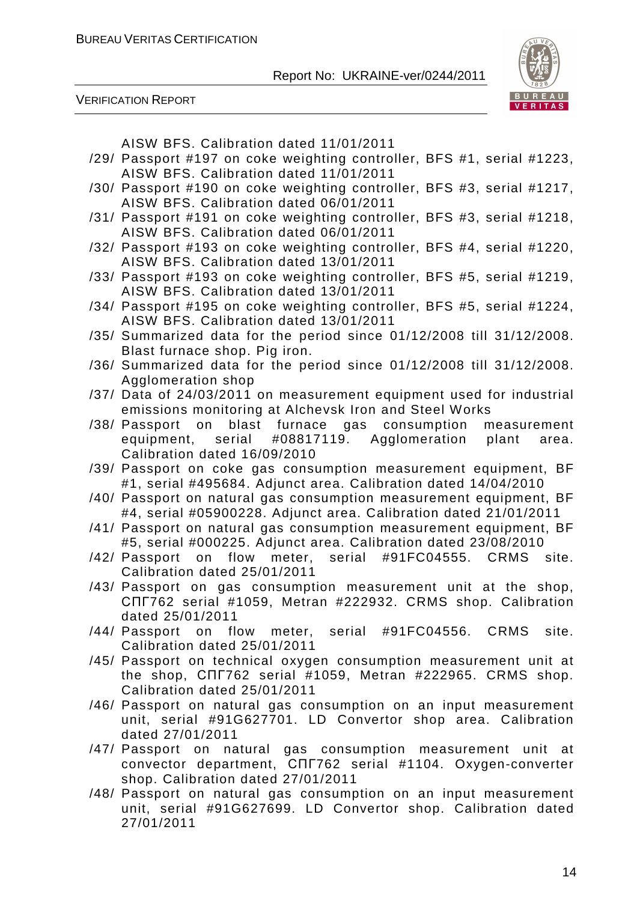AISW BFS. Calibration dated 11/01/2011

/29/ Passport #197 on coke weighting controller, BFS #1, serial #1223, AISW BFS. Calibration dated 11/01/2011

/30/ Passport #190 on coke weighting controller, BFS #3, serial #1217, AISW BFS. Calibration dated 06/01/2011

/31/ Passport #191 on coke weighting controller, BFS #3, serial #1218, AISW BFS. Calibration dated 06/01/2011

/32/ Passport #193 on coke weighting controller, BFS #4, serial #1220, AISW BFS. Calibration dated 13/01/2011

/33/ Passport #193 on coke weighting controller, BFS #5, serial #1219, AISW BFS. Calibration dated 13/01/2011

/34/ Passport #195 on coke weighting controller, BFS #5, serial #1224, AISW BFS. Calibration dated 13/01/2011

/35/ Summarized data for the period since 01/12/2008 till 31/12/2008. Blast furnace shop. Pig iron.

/36/ Summarized data for the period since 01/12/2008 till 31/12/2008. Agglomeration shop

/37/ Data of 24/03/2011 on measurement equipment used for industrial emissions monitoring at Alchevsk Iron and Steel Works

/38/ Passport on blast furnace gas consumption measurement equipment, serial #08817119. Agglomeration plant area. Calibration dated 16/09/2010

/39/ Passport on coke gas consumption measurement equipment, BF #1, serial #495684. Adjunct area. Calibration dated 14/04/2010

/40/ Passport on natural gas consumption measurement equipment, BF #4, serial #05900228. Adjunct area. Calibration dated 21/01/2011

/41/ Passport on natural gas consumption measurement equipment, BF #5, serial #000225. Adjunct area. Calibration dated 23/08/2010

/42/ Passport on flow meter, serial #91FC04555. CRMS site. Calibration dated 25/01/2011

/43/ Passport on gas consumption measurement unit at the shop, СПГ762 serial #1059, Metran #222932. CRMS shop. Calibration dated 25/01/2011

/44/ Passport on flow meter, serial #91FC04556. CRMS site. Calibration dated 25/01/2011

/45/ Passport on technical oxygen consumption measurement unit at the shop, СПГ762 serial #1059, Metran #222965. CRMS shop. Calibration dated 25/01/2011

/46/ Passport on natural gas consumption on an input measurement unit, serial #91G627701. LD Convertor shop area. Calibration dated 27/01/2011

/47/ Passport on natural gas consumption measurement unit at convector department, СПГ762 serial #1104. Oxygen-converter shop. Calibration dated 27/01/2011

/48/ Passport on natural gas consumption on an input measurement unit, serial #91G627699. LD Convertor shop. Calibration dated 27/01/2011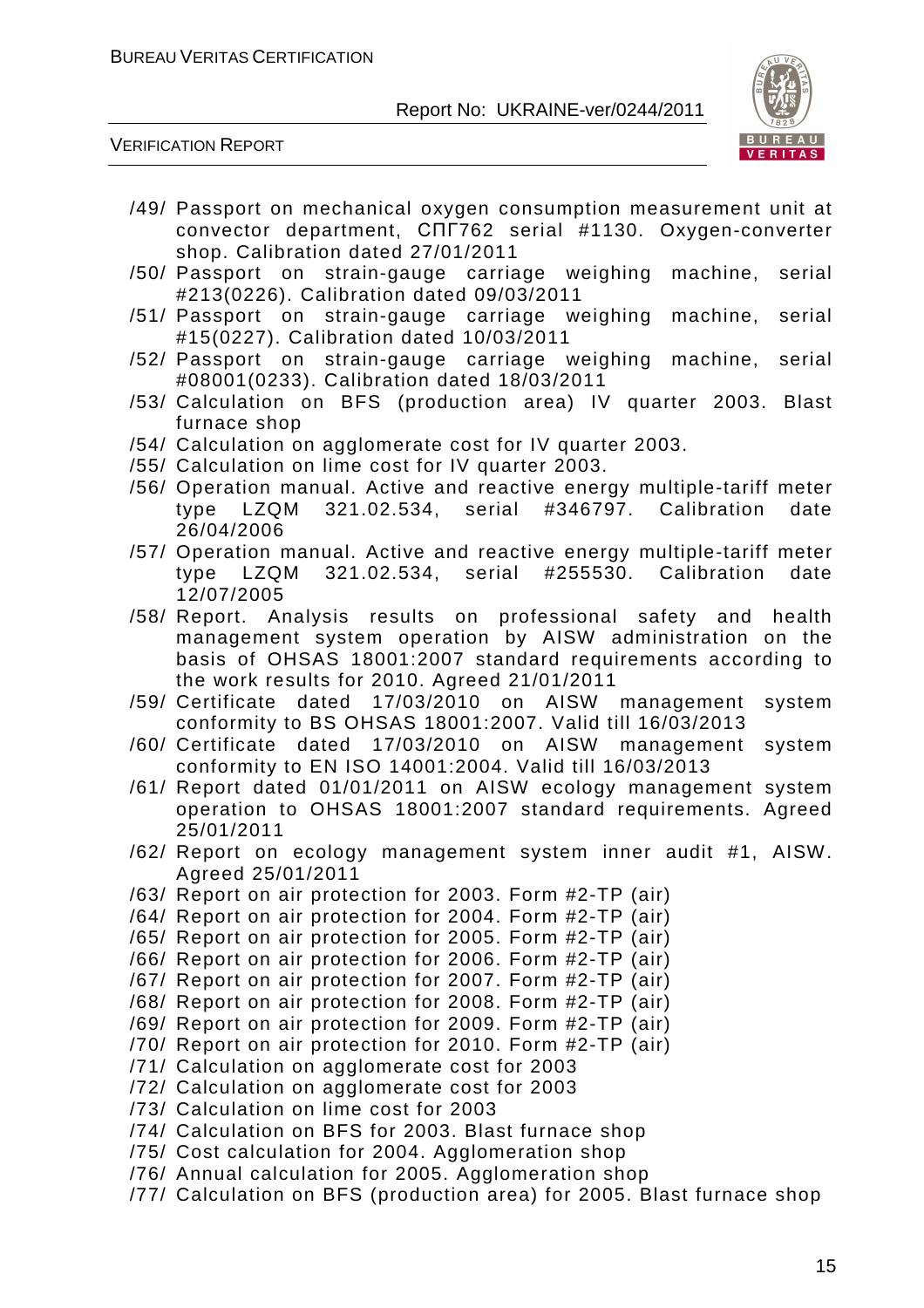/49/ Passport on mechanical oxygen consumption measurement unit at convector department, СПГ762 serial #1130. Oxygen-converter shop. Calibration dated 27/01/2011

/50/ Passport on strain-gauge carriage weighing machine, serial #213(0226). Calibration dated 09/03/2011

/51/ Passport on strain-gauge carriage weighing machine, serial #15(0227). Calibration dated 10/03/2011

/52/ Passport on strain-gauge carriage weighing machine, serial #08001(0233). Calibration dated 18/03/2011

/53/ Calculation on BFS (production area) IV quarter 2003. Blast furnace shop

/54/ Calculation on agglomerate cost for IV quarter 2003.

/55/ Calculation on lime cost for IV quarter 2003.

/56/ Operation manual. Active and reactive energy multiple-tariff meter type LZQM 321.02.534, serial #346797. Calibration date 26/04/2006

/57/ Operation manual. Active and reactive energy multiple-tariff meter type LZQM 321.02.534, serial #255530. Calibration date 12/07/2005

/58/ Report. Analysis results on professional safety and health management system operation by AISW administration on the basis of OHSAS 18001:2007 standard requirements according to the work results for 2010. Agreed 21/01/2011

/59/ Certificate dated 17/03/2010 on AISW management system conformity to BS OHSAS 18001:2007. Valid till 16/03/2013

/60/ Certificate dated 17/03/2010 on AISW management system conformity to EN ISO 14001:2004. Valid till 16/03/2013

/61/ Report dated 01/01/2011 on AISW ecology management system operation to OHSAS 18001:2007 standard requirements. Agreed 25/01/2011

/62/ Report on ecology management system inner audit #1, AISW. Agreed 25/01/2011

/63/ Report on air protection for 2003. Form #2-TP (air)

/64/ Report on air protection for 2004. Form #2-TP (air)

/65/ Report on air protection for 2005. Form #2-TP (air)

/66/ Report on air protection for 2006. Form #2-TP (air)

/67/ Report on air protection for 2007. Form #2-TP (air)

/68/ Report on air protection for 2008. Form #2-TP (air)

/69/ Report on air protection for 2009. Form #2-TP (air)

/70/ Report on air protection for 2010. Form #2-TP (air)

/71/ Calculation on agglomerate cost for 2003

/72/ Calculation on agglomerate cost for 2003

/73/ Calculation on lime cost for 2003

/74/ Calculation on BFS for 2003. Blast furnace shop

/75/ Cost calculation for 2004. Agglomeration shop

/76/ Annual calculation for 2005. Agglomeration shop

/77/ Calculation on BFS (production area) for 2005. Blast furnace shop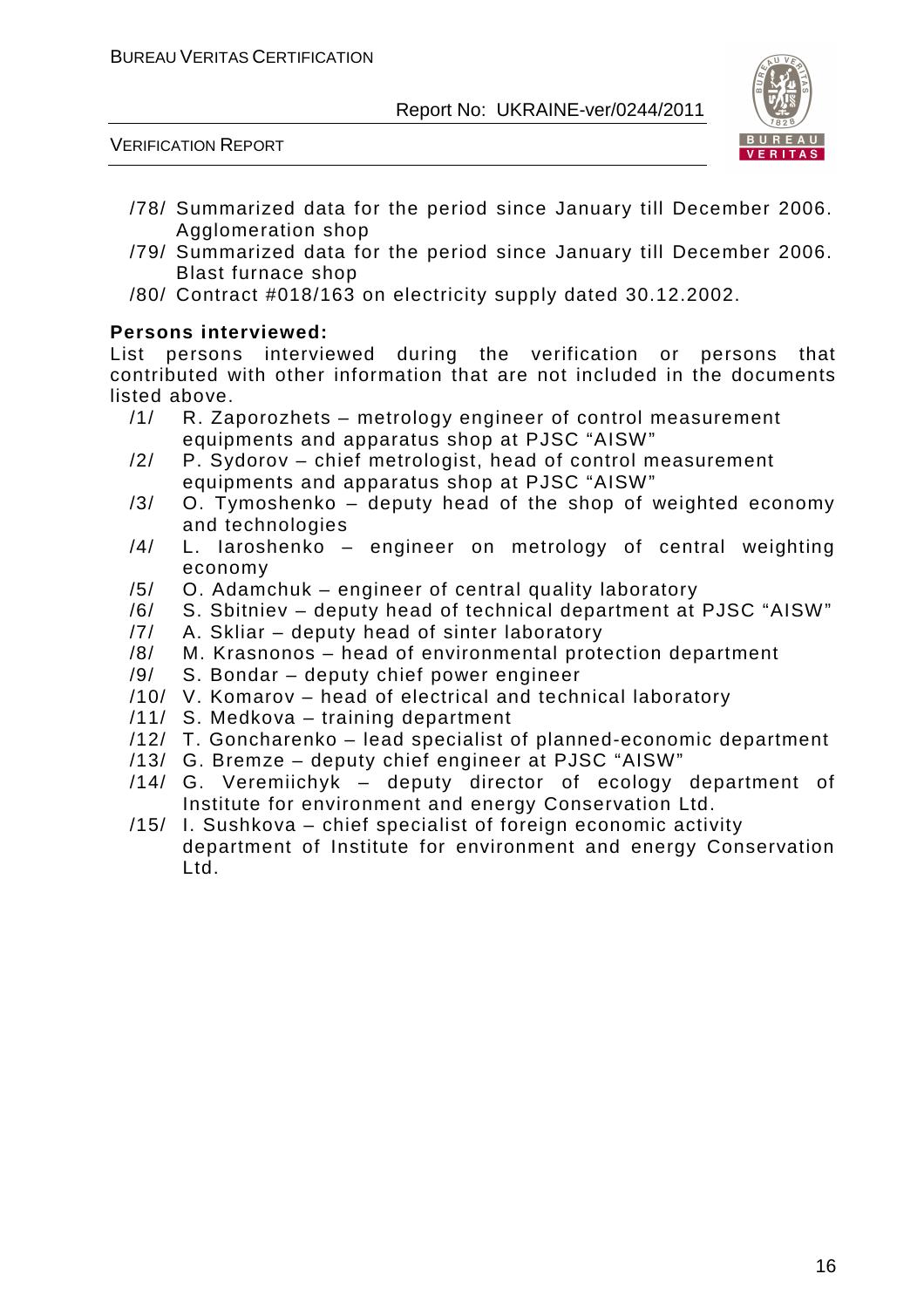/78/ Summarized data for the period since January till December 2006. Agglomeration shop

/79/ Summarized data for the period since January till December 2006. Blast furnace shop

/80/ Contract #018/163 on electricity supply dated 30.12.2002.

**Persons interviewed:**

List persons interviewed during the verification or persons that contributed with other information that are not included in the documents listed above.

/1/ R. Zaporozhets – metrology engineer of control measurement equipments and apparatus shop at PJSC “AISW”

/2/ P. Sydorov – chief metrologist, head of control measurement equipments and apparatus shop at PJSC “AISW”

/3/ O. Tymoshenko – deputy head of the shop of weighted economy and technologies

/4/ L. Iaroshenko – engineer on metrology of central weighting economy

/5/ O. Adamchuk – engineer of central quality laboratory

/6/ S. Sbitniev – deputy head of technical department at PJSC “AISW”

/7/ A. Skliar – deputy head of sinter laboratory

/8/ M. Krasnonos – head of environmental protection department

/9/ S. Bondar – deputy chief power engineer

/10/ V. Komarov – head of electrical and technical laboratory

/11/ S. Medkova – training department

/12/ T. Goncharenko – lead specialist of planned-economic department

/13/ G. Bremze – deputy chief engineer at PJSC “AISW”

/14/ G. Veremiichyk – deputy director of ecology department of Institute for environment and energy Conservation Ltd.

/15/ I. Sushkova – chief specialist of foreign economic activity department of Institute for environment and energy Conservation Ltd.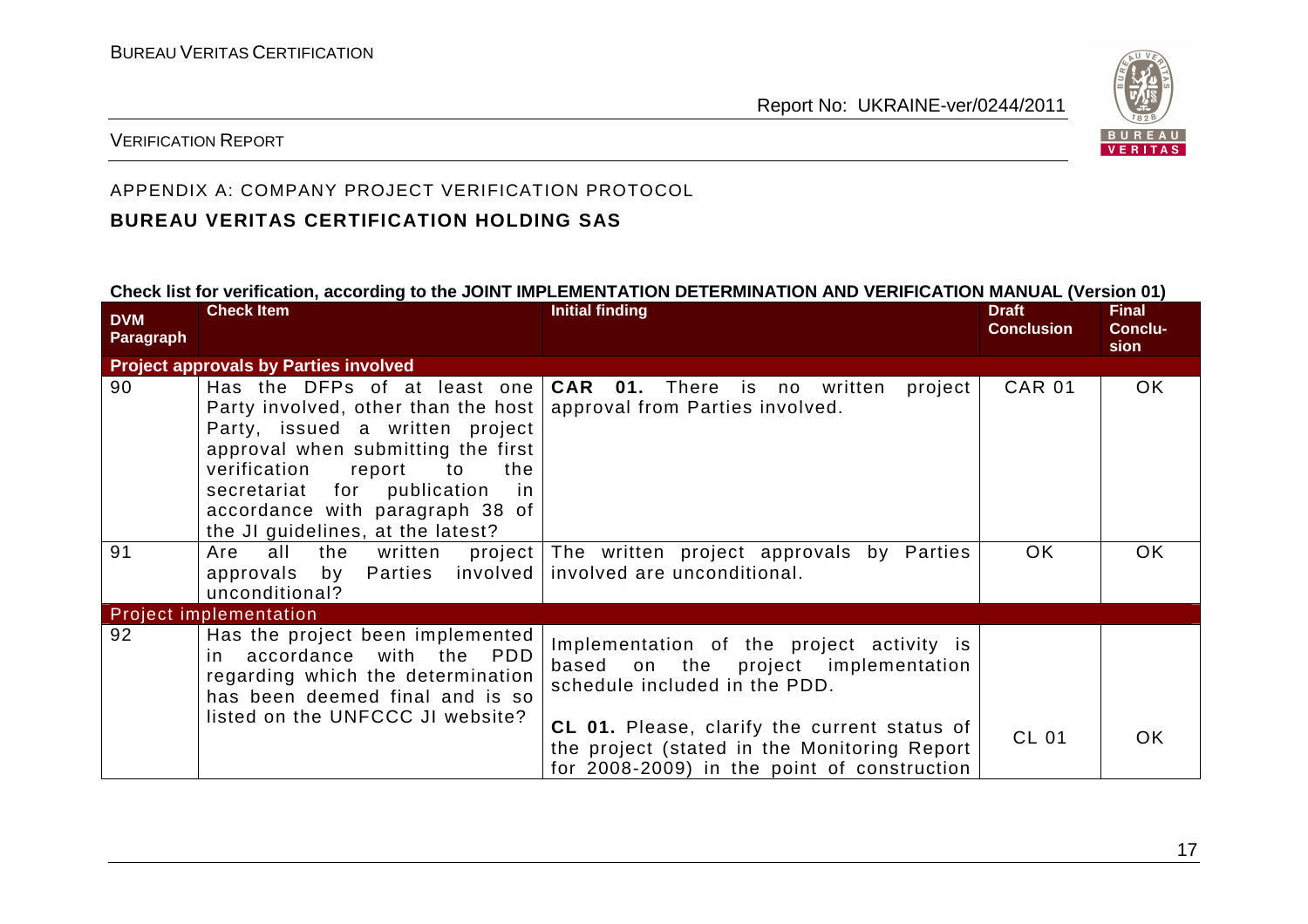APPENDIX A: COMPANY PROJECT VERIFICATION PROTOCOL

**BUREAU VERITAS CERTIFICATION HOLDING SAS**

**Check list for verification, according to the JOINT IMPLEMENTATION DETERMINATION AND VERIFICATION MANUAL (Version 01)**

| DVM Paragraph | Check Item | Initial finding | Draft Conclusion | Final Conclusion |
|---|---|---|---|---|
| **Project approvals by Parties involved** | | | | |
| 90 | Has the DFPs of at least one Party involved, other than the host Party, issued a written project approval when submitting the first verification report to the secretariat for publication in accordance with paragraph 38 of the JI guidelines, at the latest? | **CAR 01.** There is no written project approval from Parties involved. | CAR 01 | OK |
| 91 | Are all the written project approvals by Parties involved unconditional? | The written project approvals by Parties involved are unconditional. | OK | OK |
| **Project implementation** | | | | |
| 92 | Has the project been implemented in accordance with the PDD regarding which the determination has been deemed final and is so listed on the UNFCCC JI website? | Implementation of the project activity is based on the project implementation schedule included in the PDD.<br><br>**CL 01.** Please, clarify the current status of the project (stated in the Monitoring Report for 2008-2009) in the point of construction | CL 01 | OK |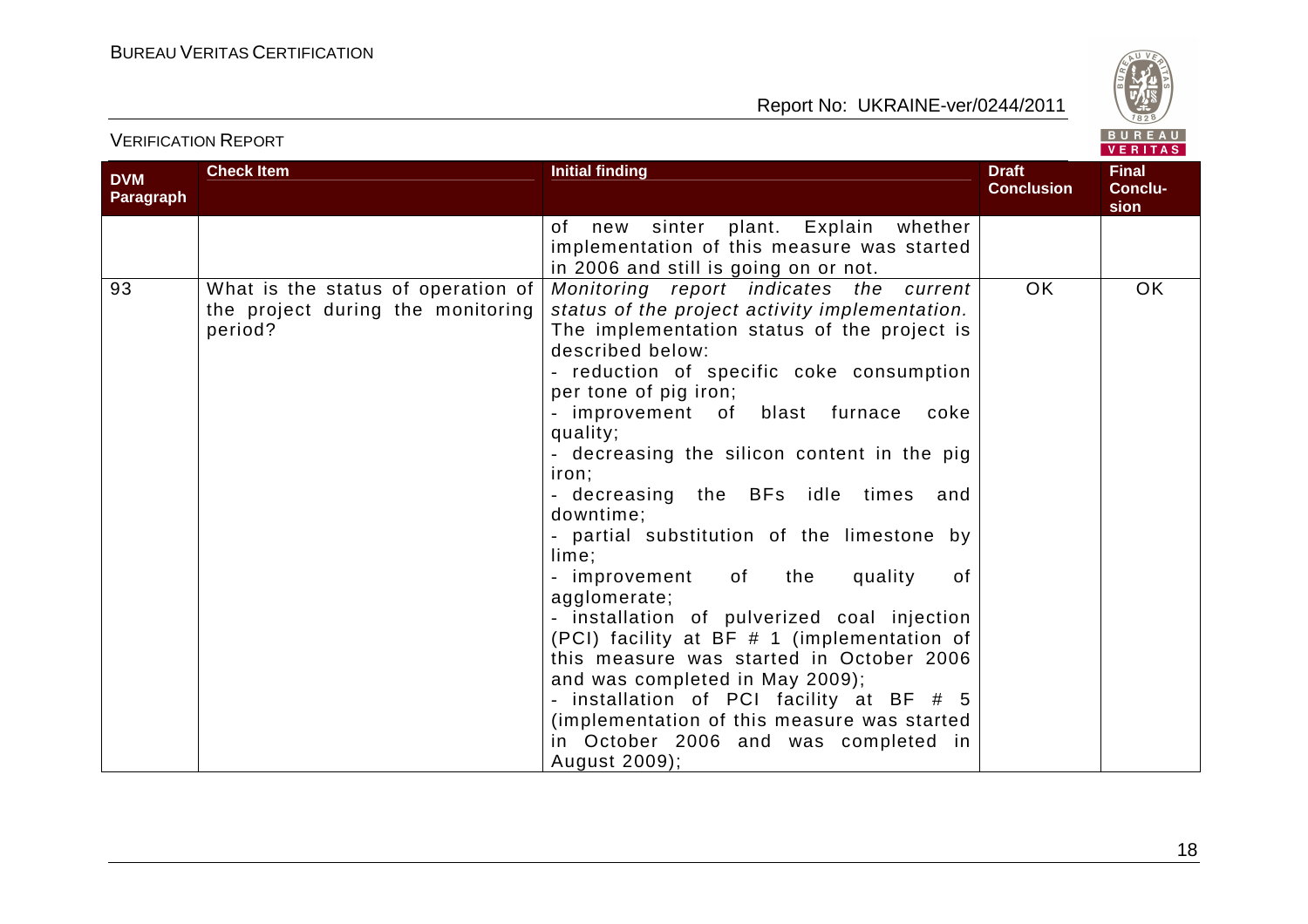| DVM Paragraph | Check Item | Initial finding | Draft Conclusion | Final Conclu-sion |
|---|---|---|---|---|
| | | of new sinter plant. Explain whether implementation of this measure was started in 2006 and still is going on or not. | | |
| 93 | What is the status of operation of the project during the monitoring period? | *Monitoring report indicates the current status of the project activity implementation.* The implementation status of the project is described below:<br>- reduction of specific coke consumption per tone of pig iron;<br>- improvement of blast furnace coke quality;<br>- decreasing the silicon content in the pig iron;<br>- decreasing the BFs idle times and downtime;<br>- partial substitution of the limestone by lime;<br>- improvement of the quality of agglomerate;<br>- installation of pulverized coal injection (PCI) facility at BF # 1 (implementation of this measure was started in October 2006 and was completed in May 2009);<br>- installation of PCI facility at BF # 5 (implementation of this measure was started in October 2006 and was completed in August 2009); | OK | OK |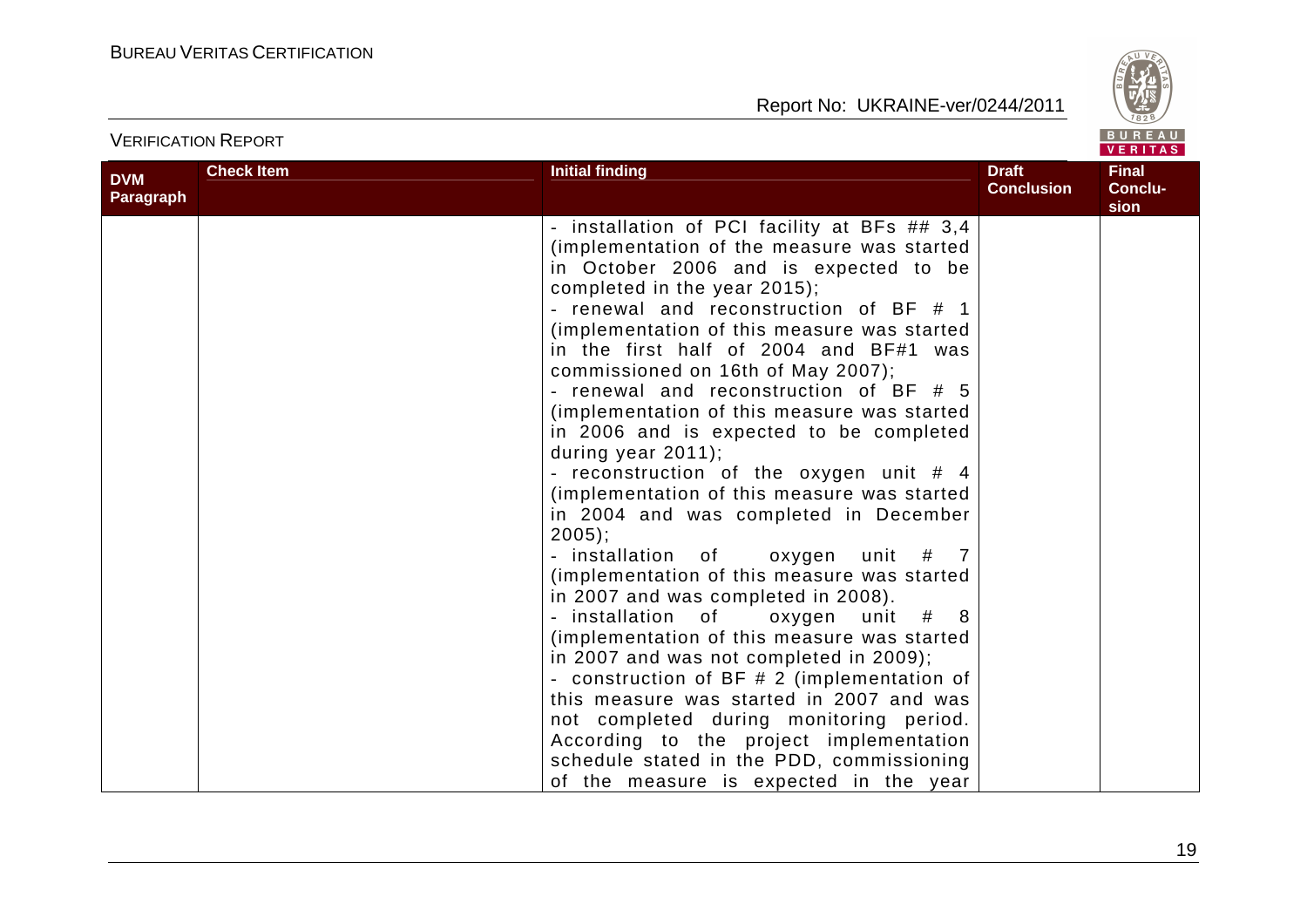| DVM Paragraph | Check Item | Initial finding | Draft Conclusion | Final Conclusion |
|---|---|---|---|---|
| | | - installation of PCI facility at BFs ## 3,4 (implementation of the measure was started in October 2006 and is expected to be completed in the year 2015);<br>- renewal and reconstruction of BF # 1 (implementation of this measure was started in the first half of 2004 and BF#1 was commissioned on 16th of May 2007);<br>- renewal and reconstruction of BF # 5 (implementation of this measure was started in 2006 and is expected to be completed during year 2011);<br>- reconstruction of the oxygen unit # 4 (implementation of this measure was started in 2004 and was completed in December 2005);<br>- installation of oxygen unit # 7 (implementation of this measure was started in 2007 and was completed in 2008).<br>- installation of oxygen unit # 8 (implementation of this measure was started in 2007 and was not completed in 2009);<br>- construction of BF # 2 (implementation of this measure was started in 2007 and was not completed during monitoring period. According to the project implementation schedule stated in the PDD, commissioning of the measure is expected in the year | | |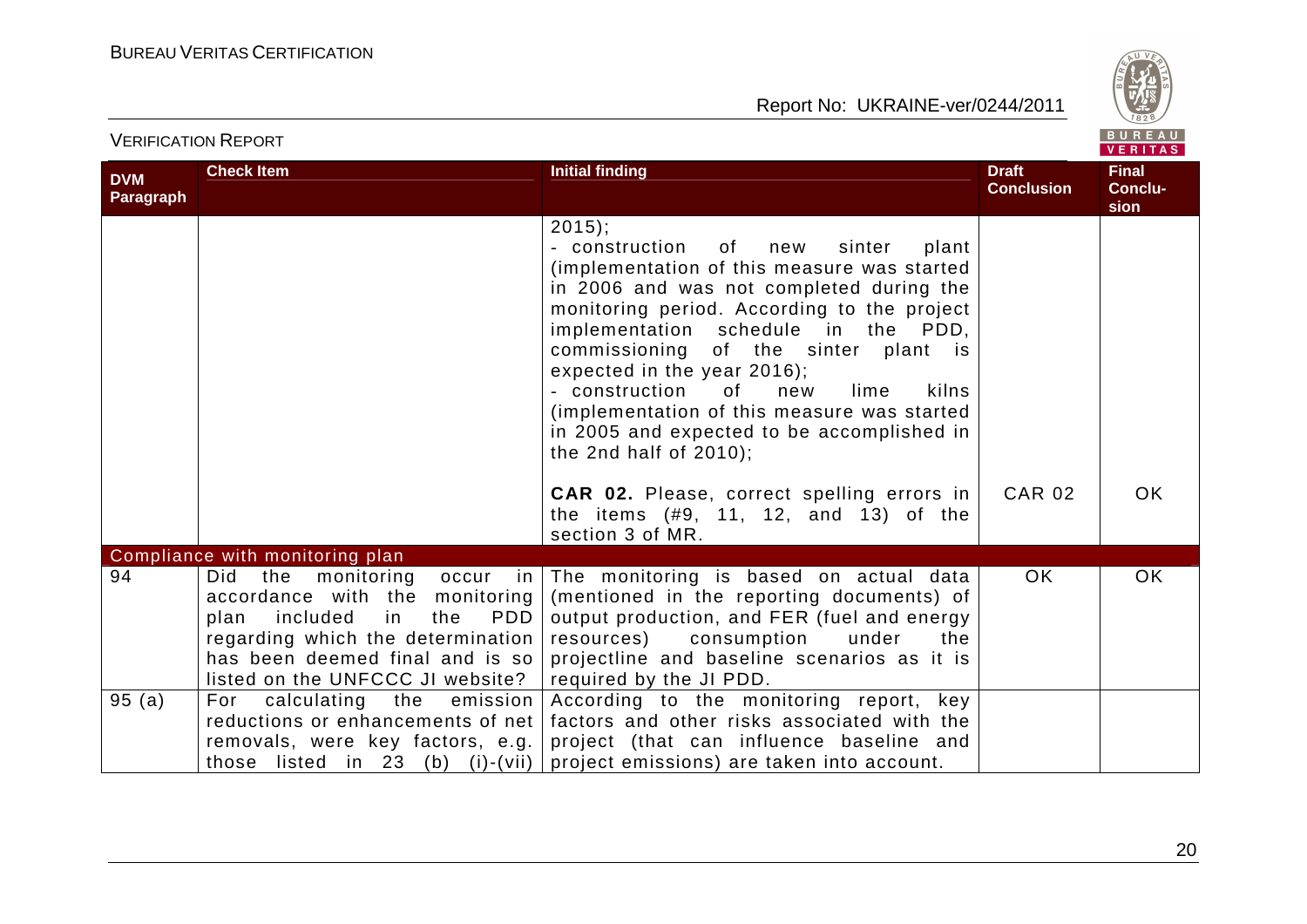| DVM Paragraph | Check Item | Initial finding | Draft Conclusion | Final Conclusion |
|---|---|---|---|---|
| | | 2015);<br>- construction of new sinter plant (implementation of this measure was started in 2006 and was not completed during the monitoring period. According to the project implementation schedule in the PDD, commissioning of the sinter plant is expected in the year 2016);<br>- construction of new lime kilns (implementation of this measure was started in 2005 and expected to be accomplished in the 2nd half of 2010);<br><br>**CAR 02.** Please, correct spelling errors in the items (#9, 11, 12, and 13) of the section 3 of MR. | CAR 02 | OK |
| Compliance with monitoring plan | | | | |
| 94 | Did the monitoring occur in accordance with the monitoring plan included in the PDD regarding which the determination has been deemed final and is so listed on the UNFCCC JI website? | The monitoring is based on actual data (mentioned in the reporting documents) of output production, and FER (fuel and energy resources) consumption under the projectline and baseline scenarios as it is required by the JI PDD. | OK | OK |
| 95 (a) | For calculating the emission reductions or enhancements of net removals, were key factors, e.g. those listed in 23 (b) (i)-(vii) | According to the monitoring report, key factors and other risks associated with the project (that can influence baseline and project emissions) are taken into account. | | |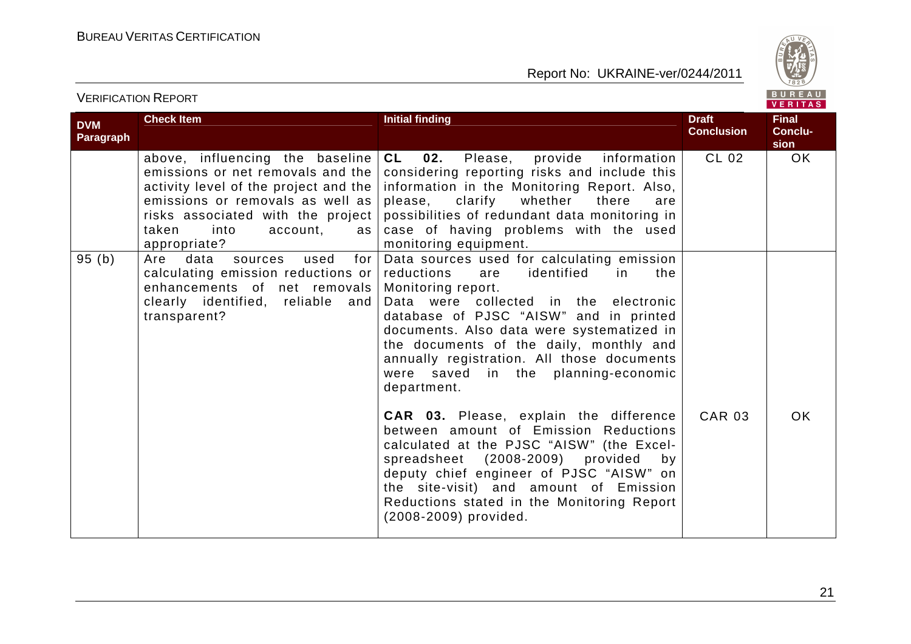| DVM Paragraph | Check Item | Initial finding | Draft Conclusion | Final Conclusion |
|---|---|---|---|---|
| | above, influencing the baseline emissions or net removals and the activity level of the project and the emissions or removals as well as risks associated with the project taken into account, as appropriate? | **CL 02.** Please, provide information considering reporting risks and include this information in the Monitoring Report. Also, please, clarify whether there are possibilities of redundant data monitoring in case of having problems with the used monitoring equipment. | CL 02 | OK |
| 95 (b) | Are data sources used for calculating emission reductions or enhancements of net removals clearly identified, reliable and transparent? | Data sources used for calculating emission reductions are identified in the Monitoring report.<br>Data were collected in the electronic database of PJSC "AISW" and in printed documents. Also data were systematized in the documents of the daily, monthly and annually registration. All those documents were saved in the planning-economic department.<br><br>**CAR 03.** Please, explain the difference between amount of Emission Reductions calculated at the PJSC "AISW" (the Excel-spreadsheet (2008-2009) provided by deputy chief engineer of PJSC "AISW" on the site-visit) and amount of Emission Reductions stated in the Monitoring Report (2008-2009) provided. | CAR 03 | OK |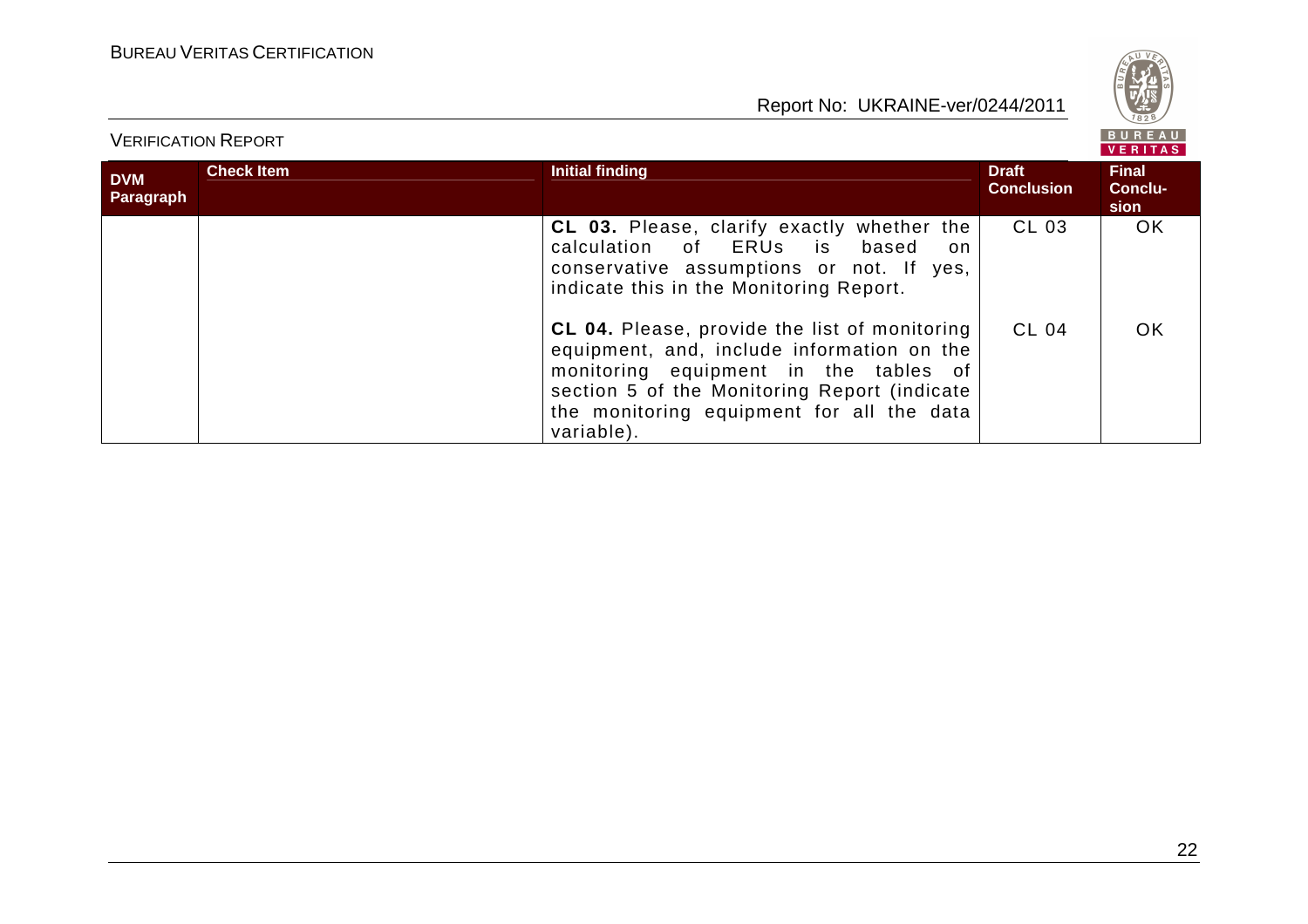| DVM Paragraph | Check Item | Initial finding | Draft Conclusion | Final Conclu-sion |
|---|---|---|---|---|
| | | **CL 03.** Please, clarify exactly whether the calculation of ERUs is based on conservative assumptions or not. If yes, indicate this in the Monitoring Report. | CL 03 | OK |
| | | **CL 04.** Please, provide the list of monitoring equipment, and, include information on the monitoring equipment in the tables of section 5 of the Monitoring Report (indicate the monitoring equipment for all the data variable). | CL 04 | OK |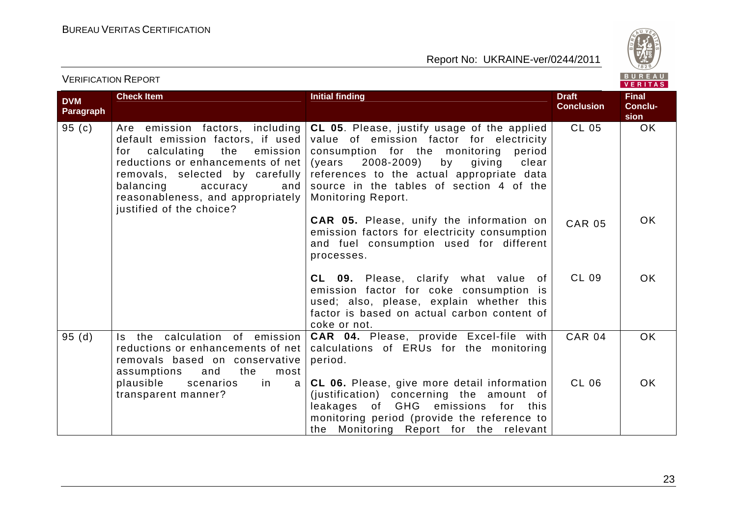| DVM Paragraph | Check Item | Initial finding | Draft Conclusion | Final Conclusion |
|---|---|---|---|---|
| 95 (c) | Are emission factors, including default emission factors, if used for calculating the emission reductions or enhancements of net removals, selected by carefully balancing accuracy and reasonableness, and appropriately justified of the choice? | **CL 05**. Please, justify usage of the applied value of emission factor for electricity consumption for the monitoring period (years 2008-2009) by giving clear references to the actual appropriate data source in the tables of section 4 of the Monitoring Report. | CL 05 | OK |
| | | **CAR 05.** Please, unify the information on emission factors for electricity consumption and fuel consumption used for different processes. | CAR 05 | OK |
| | | **CL 09.** Please, clarify what value of emission factor for coke consumption is used; also, please, explain whether this factor is based on actual carbon content of coke or not. | CL 09 | OK |
| 95 (d) | Is the calculation of emission reductions or enhancements of net removals based on conservative assumptions and the most plausible scenarios in a transparent manner? | **CAR 04.** Please, provide Excel-file with calculations of ERUs for the monitoring period. | CAR 04 | OK |
| | | **CL 06.** Please, give more detail information (justification) concerning the amount of leakages of GHG emissions for this monitoring period (provide the reference to the Monitoring Report for the relevant | CL 06 | OK |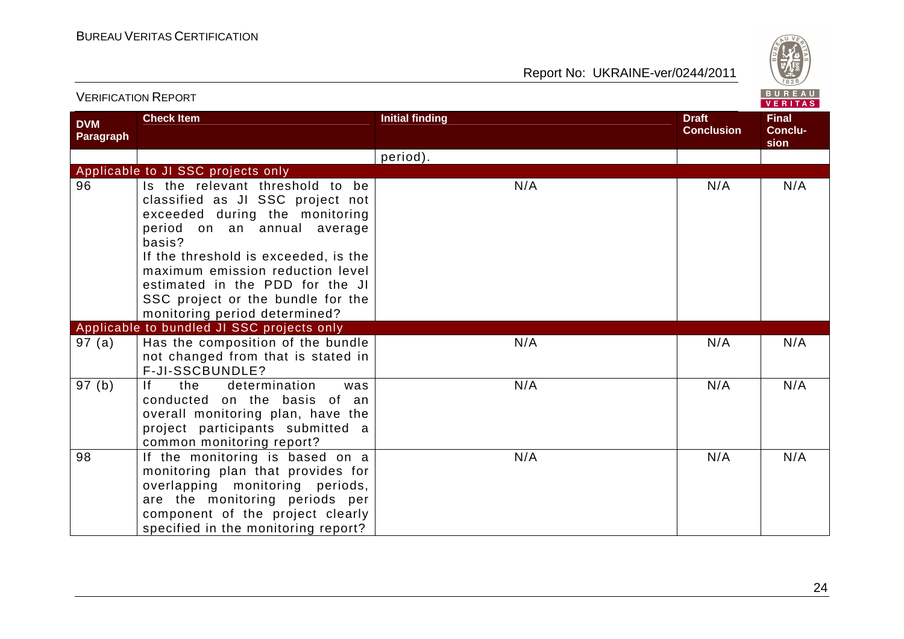| DVM Paragraph | Check Item | Initial finding | Draft Conclusion | Final Conclusion |
|---|---|---|---|---|
| | | period). | | |
| Applicable to JI SSC projects only | | | | |
| 96 | Is the relevant threshold to be classified as JI SSC project not exceeded during the monitoring period on an annual average basis? If the threshold is exceeded, is the maximum emission reduction level estimated in the PDD for the JI SSC project or the bundle for the monitoring period determined? | N/A | N/A | N/A |
| Applicable to bundled JI SSC projects only | | | | |
| 97 (a) | Has the composition of the bundle not changed from that is stated in F-JI-SSCBUNDLE? | N/A | N/A | N/A |
| 97 (b) | If the determination was conducted on the basis of an overall monitoring plan, have the project participants submitted a common monitoring report? | N/A | N/A | N/A |
| 98 | If the monitoring is based on a monitoring plan that provides for overlapping monitoring periods, are the monitoring periods per component of the project clearly specified in the monitoring report? | N/A | N/A | N/A |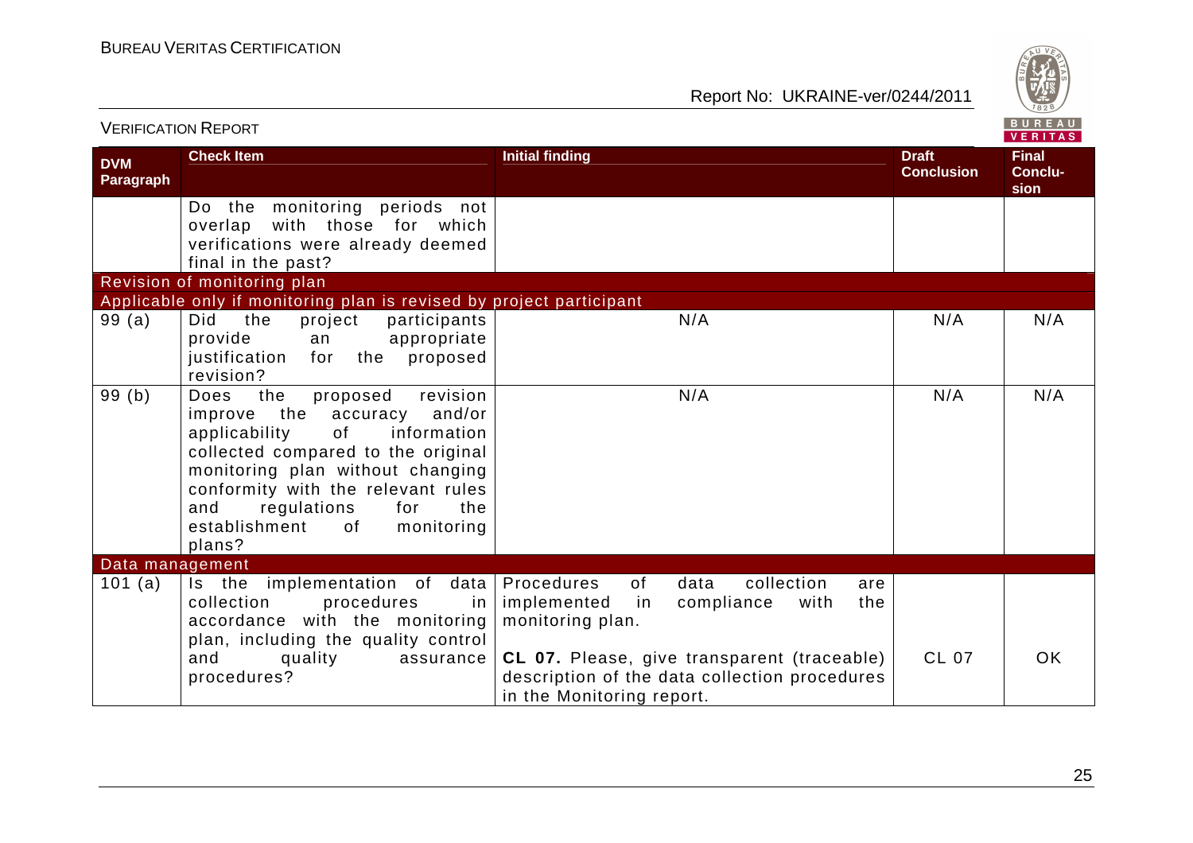| DVM Paragraph | Check Item | Initial finding | Draft Conclusion | Final Conclu-sion |
|---|---|---|---|---|
| | Do the monitoring periods not overlap with those for which verifications were already deemed final in the past? | | | |
| **Revision of monitoring plan** | | | | |
| **Applicable only if monitoring plan is revised by project participant** | | | | |
| 99 (a) | Did the project participants provide an appropriate justification for the proposed revision? | N/A | N/A | N/A |
| 99 (b) | Does the proposed revision improve the accuracy and/or applicability of information collected compared to the original monitoring plan without changing conformity with the relevant rules and regulations for the establishment of monitoring plans? | N/A | N/A | N/A |
| **Data management** | | | | |
| 101 (a) | Is the implementation of data collection procedures in accordance with the monitoring plan, including the quality control and quality assurance procedures? | Procedures of data collection are implemented in compliance with the monitoring plan.<br><br>**CL 07.** Please, give transparent (traceable) description of the data collection procedures in the Monitoring report. | CL 07 | OK |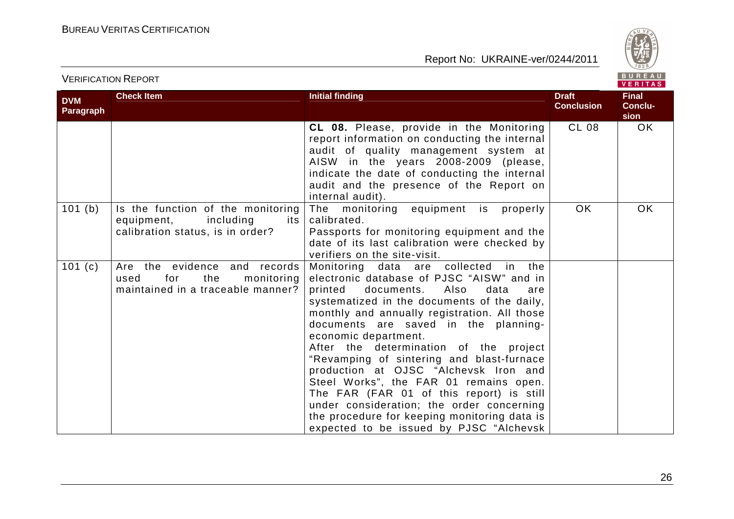| DVM Paragraph | Check Item | Initial finding | Draft Conclusion | Final Conclu-sion |
|---|---|---|---|---|
| | | **CL 08.** Please, provide in the Monitoring report information on conducting the internal audit of quality management system at AISW in the years 2008-2009 (please, indicate the date of conducting the internal audit and the presence of the Report on internal audit). | CL 08 | OK |
| 101 (b) | Is the function of the monitoring equipment, including its calibration status, is in order? | The monitoring equipment is properly calibrated.<br>Passports for monitoring equipment and the date of its last calibration were checked by verifiers on the site-visit. | OK | OK |
| 101 (c) | Are the evidence and records used for the monitoring maintained in a traceable manner? | Monitoring data are collected in the electronic database of PJSC "AISW" and in printed documents. Also data are systematized in the documents of the daily, monthly and annually registration. All those documents are saved in the planning-economic department.<br>After the determination of the project "Revamping of sintering and blast-furnace production at OJSC "Alchevsk Iron and Steel Works", the FAR 01 remains open. The FAR (FAR 01 of this report) is still under consideration; the order concerning the procedure for keeping monitoring data is expected to be issued by PJSC "Alchevsk | | |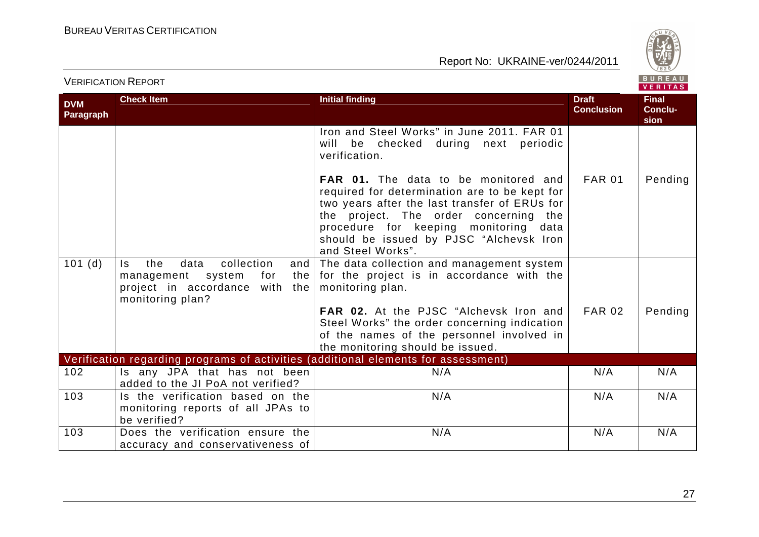| DVM Paragraph | Check Item | Initial finding | Draft Conclusion | Final Conclu-sion |
|---|---|---|---|---|
| | | Iron and Steel Works" in June 2011. FAR 01 will be checked during next periodic verification. | | |
| | | **FAR 01.** The data to be monitored and required for determination are to be kept for two years after the last transfer of ERUs for the project. The order concerning the procedure for keeping monitoring data should be issued by PJSC "Alchevsk Iron and Steel Works". | FAR 01 | Pending |
| 101 (d) | Is the data collection and management system for the project in accordance with the monitoring plan? | The data collection and management system for the project is in accordance with the monitoring plan. | | |
| | | **FAR 02.** At the PJSC "Alchevsk Iron and Steel Works" the order concerning indication of the names of the personnel involved in the monitoring should be issued. | FAR 02 | Pending |
| Verification regarding programs of activities (additional elements for assessment) | | | | |
| 102 | Is any JPA that has not been added to the JI PoA not verified? | N/A | N/A | N/A |
| 103 | Is the verification based on the monitoring reports of all JPAs to be verified? | N/A | N/A | N/A |
| 103 | Does the verification ensure the accuracy and conservativeness of | N/A | N/A | N/A |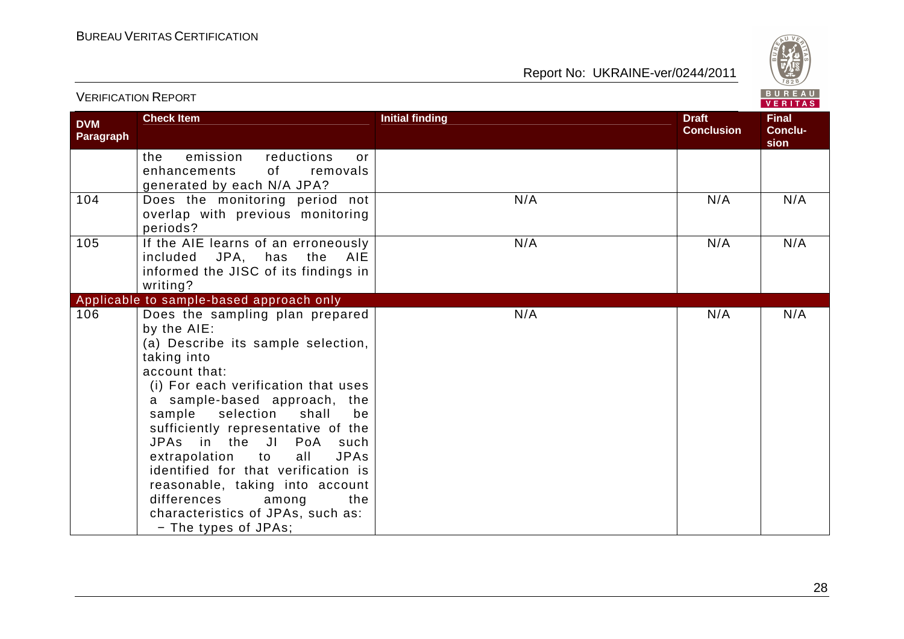| DVM Paragraph | Check Item | Initial finding | Draft Conclusion | Final Conclu-sion |
|---|---|---|---|---|
| | the emission reductions or enhancements of removals generated by each N/A JPA? | | | |
| 104 | Does the monitoring period not overlap with previous monitoring periods? | N/A | N/A | N/A |
| 105 | If the AIE learns of an erroneously included JPA, has the AIE informed the JISC of its findings in writing? | N/A | N/A | N/A |
| Applicable to sample-based approach only | | | | |
| 106 | Does the sampling plan prepared by the AIE:<br>(a) Describe its sample selection, taking into account that:<br>(i) For each verification that uses a sample-based approach, the sample selection shall be sufficiently representative of the JPAs in the JI PoA such extrapolation to all JPAs identified for that verification is reasonable, taking into account differences among the characteristics of JPAs, such as:<br>− The types of JPAs; | N/A | N/A | N/A |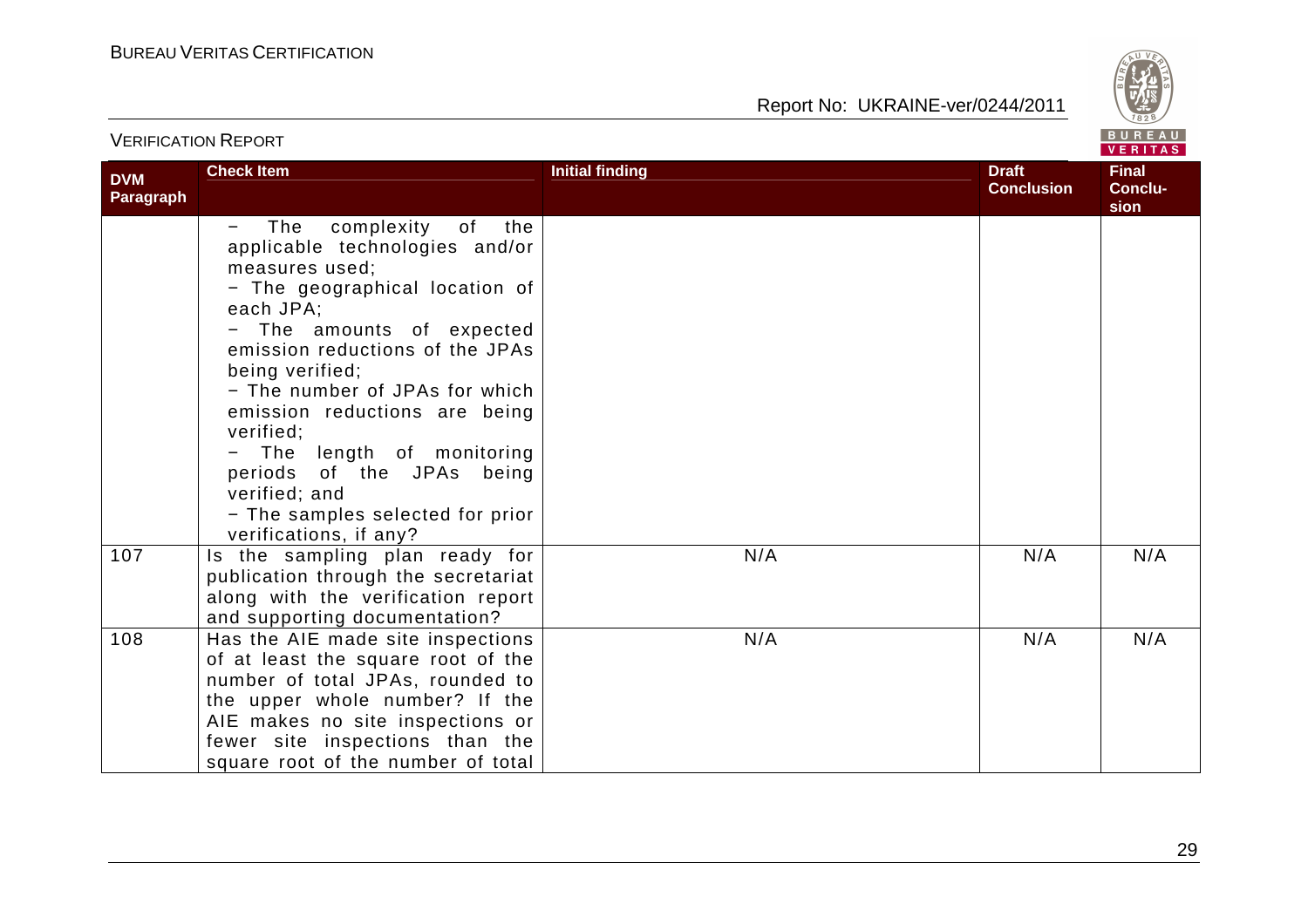| DVM Paragraph | Check Item | Initial finding | Draft Conclusion | Final Conclusion |
|---|---|---|---|---|
| | − The complexity of the applicable technologies and/or measures used;<br>− The geographical location of each JPA;<br>− The amounts of expected emission reductions of the JPAs being verified;<br>− The number of JPAs for which emission reductions are being verified;<br>− The length of monitoring periods of the JPAs being verified; and<br>− The samples selected for prior verifications, if any? | | | |
| 107 | Is the sampling plan ready for publication through the secretariat along with the verification report and supporting documentation? | N/A | N/A | N/A |
| 108 | Has the AIE made site inspections of at least the square root of the number of total JPAs, rounded to the upper whole number? If the AIE makes no site inspections or fewer site inspections than the square root of the number of total | N/A | N/A | N/A |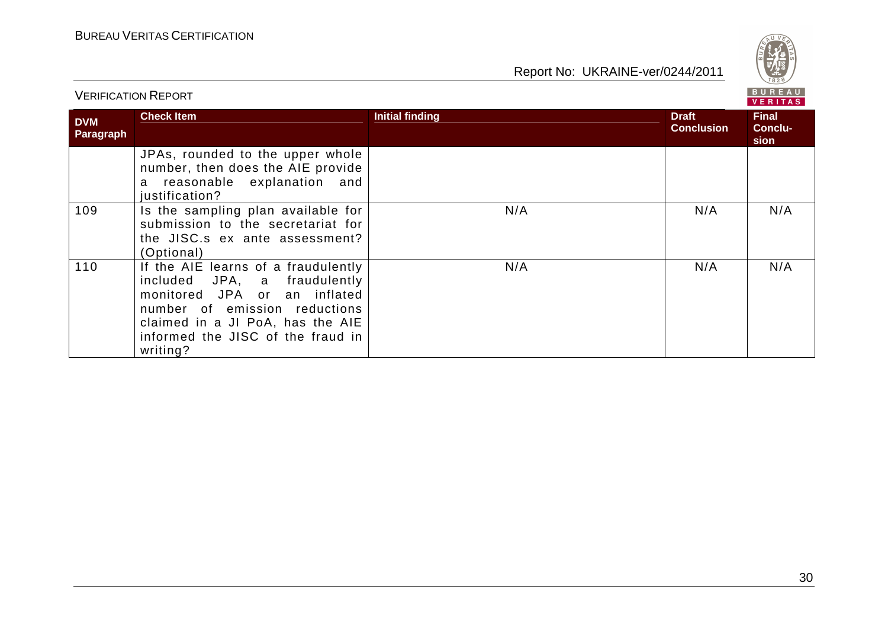| DVM Paragraph | Check Item | Initial finding | Draft Conclusion | Final Conclu-sion |
|---|---|---|---|---|
| | JPAs, rounded to the upper whole number, then does the AIE provide a reasonable explanation and justification? | | | |
| 109 | Is the sampling plan available for submission to the secretariat for the JISC.s ex ante assessment? (Optional) | N/A | N/A | N/A |
| 110 | If the AIE learns of a fraudulently included JPA, a fraudulently monitored JPA or an inflated number of emission reductions claimed in a JI PoA, has the AIE informed the JISC of the fraud in writing? | N/A | N/A | N/A |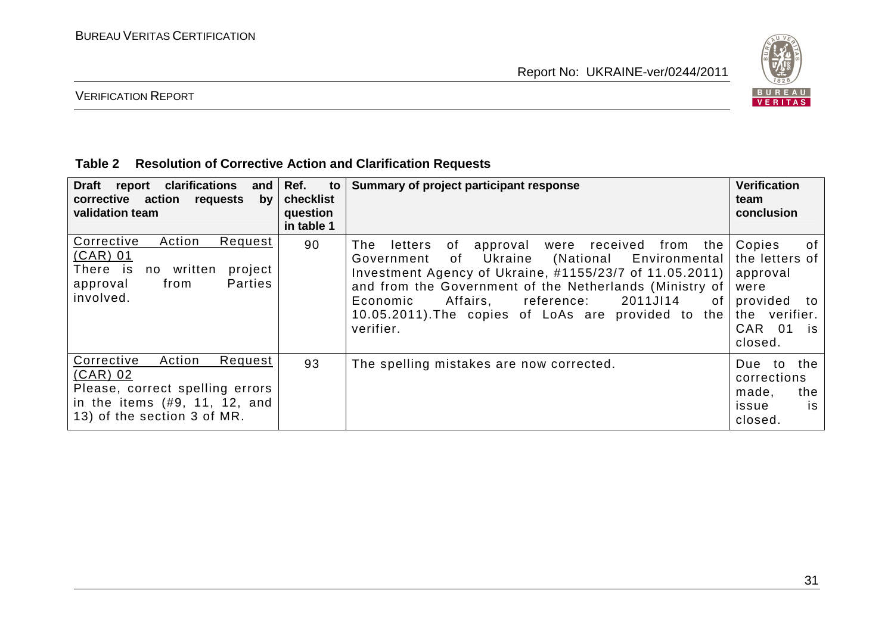**Table 2 Resolution of Corrective Action and Clarification Requests**

| Draft report clarifications and corrective action requests by validation team | Ref. to checklist question in table 1 | Summary of project participant response | Verification team conclusion |
|---|---|---|---|
| Corrective Action Request (CAR) 01<br>There is no written project approval from Parties involved. | 90 | The letters of approval were received from the Government of Ukraine (National Environmental Investment Agency of Ukraine, #1155/23/7 of 11.05.2011) and from the Government of the Netherlands (Ministry of Economic Affairs, reference: 2011JI14 of 10.05.2011).The copies of LoAs are provided to the verifier. | Copies of the letters of approval were provided to the verifier. CAR 01 is closed. |
| Corrective Action Request (CAR) 02<br>Please, correct spelling errors in the items (#9, 11, 12, and 13) of the section 3 of MR. | 93 | The spelling mistakes are now corrected. | Due to the corrections made, the issue is closed. |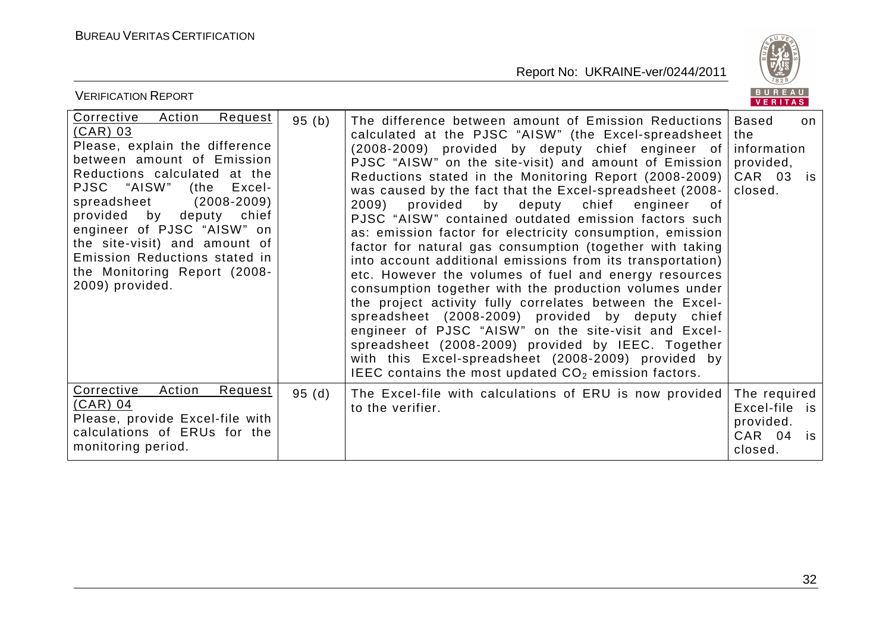| Corrective Action Request (CAR) 03<br>Please, explain the difference between amount of Emission Reductions calculated at the PJSC "AISW" (the Excel-spreadsheet (2008-2009) provided by deputy chief engineer of PJSC "AISW" on the site-visit) and amount of Emission Reductions stated in the Monitoring Report (2008-2009) provided. | 95 (b) | The difference between amount of Emission Reductions calculated at the PJSC "AISW" (the Excel-spreadsheet (2008-2009) provided by deputy chief engineer of PJSC "AISW" on the site-visit) and amount of Emission Reductions stated in the Monitoring Report (2008-2009) was caused by the fact that the Excel-spreadsheet (2008-2009) provided by deputy chief engineer of PJSC "AISW" contained outdated emission factors such as: emission factor for electricity consumption, emission factor for natural gas consumption (together with taking into account additional emissions from its transportation) etc. However the volumes of fuel and energy resources consumption together with the production volumes under the project activity fully correlates between the Excel-spreadsheet (2008-2009) provided by deputy chief engineer of PJSC "AISW" on the site-visit and Excel-spreadsheet (2008-2009) provided by IEEC. Together with this Excel-spreadsheet (2008-2009) provided by IEEC contains the most updated $CO_2$ emission factors. | Based on the information provided, CAR 03 is closed. |
|---|---|---|---|
| Corrective Action Request (CAR) 04<br>Please, provide Excel-file with calculations of ERUs for the monitoring period. | 95 (d) | The Excel-file with calculations of ERU is now provided to the verifier. | The required Excel-file is provided. CAR 04 is closed. |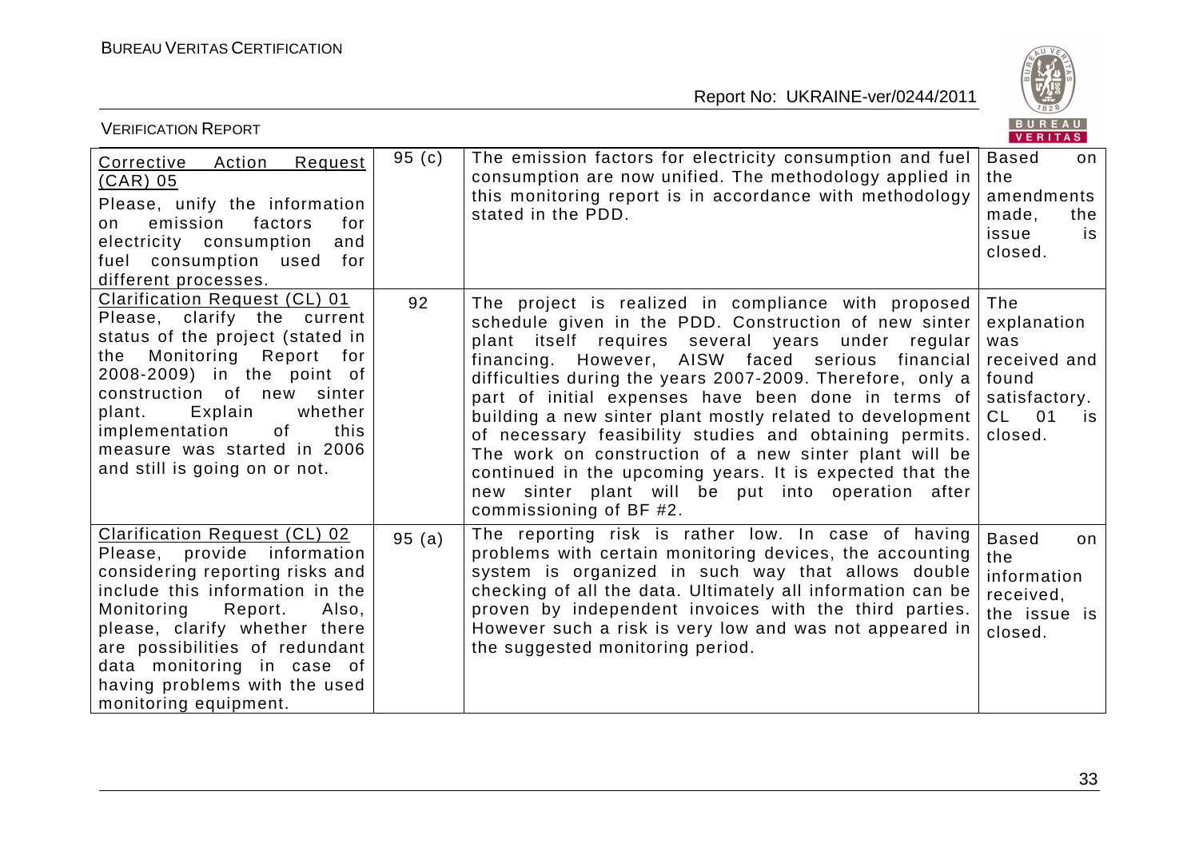| Corrective Action Request (CAR) 05<br>Please, unify the information on emission factors for electricity consumption and fuel consumption used for different processes. | 95 (c) | The emission factors for electricity consumption and fuel consumption are now unified. The methodology applied in this monitoring report is in accordance with methodology stated in the PDD. | Based on the amendments made, the issue is closed. |
|---|---|---|---|
| Clarification Request (CL) 01<br>Please, clarify the current status of the project (stated in the Monitoring Report for 2008-2009) in the point of construction of new sinter plant. Explain whether implementation of this measure was started in 2006 and still is going on or not. | 92 | The project is realized in compliance with proposed schedule given in the PDD. Construction of new sinter plant itself requires several years under regular financing. However, AISW faced serious financial difficulties during the years 2007-2009. Therefore, only a part of initial expenses have been done in terms of building a new sinter plant mostly related to development of necessary feasibility studies and obtaining permits. The work on construction of a new sinter plant will be continued in the upcoming years. It is expected that the new sinter plant will be put into operation after commissioning of BF #2. | The explanation was received and found satisfactory. CL 01 is closed. |
| Clarification Request (CL) 02<br>Please, provide information considering reporting risks and include this information in the Monitoring Report. Also, please, clarify whether there are possibilities of redundant data monitoring in case of having problems with the used monitoring equipment. | 95 (a) | The reporting risk is rather low. In case of having problems with certain monitoring devices, the accounting system is organized in such way that allows double checking of all the data. Ultimately all information can be proven by independent invoices with the third parties. However such a risk is very low and was not appeared in the suggested monitoring period. | Based on the information received, the issue is closed. |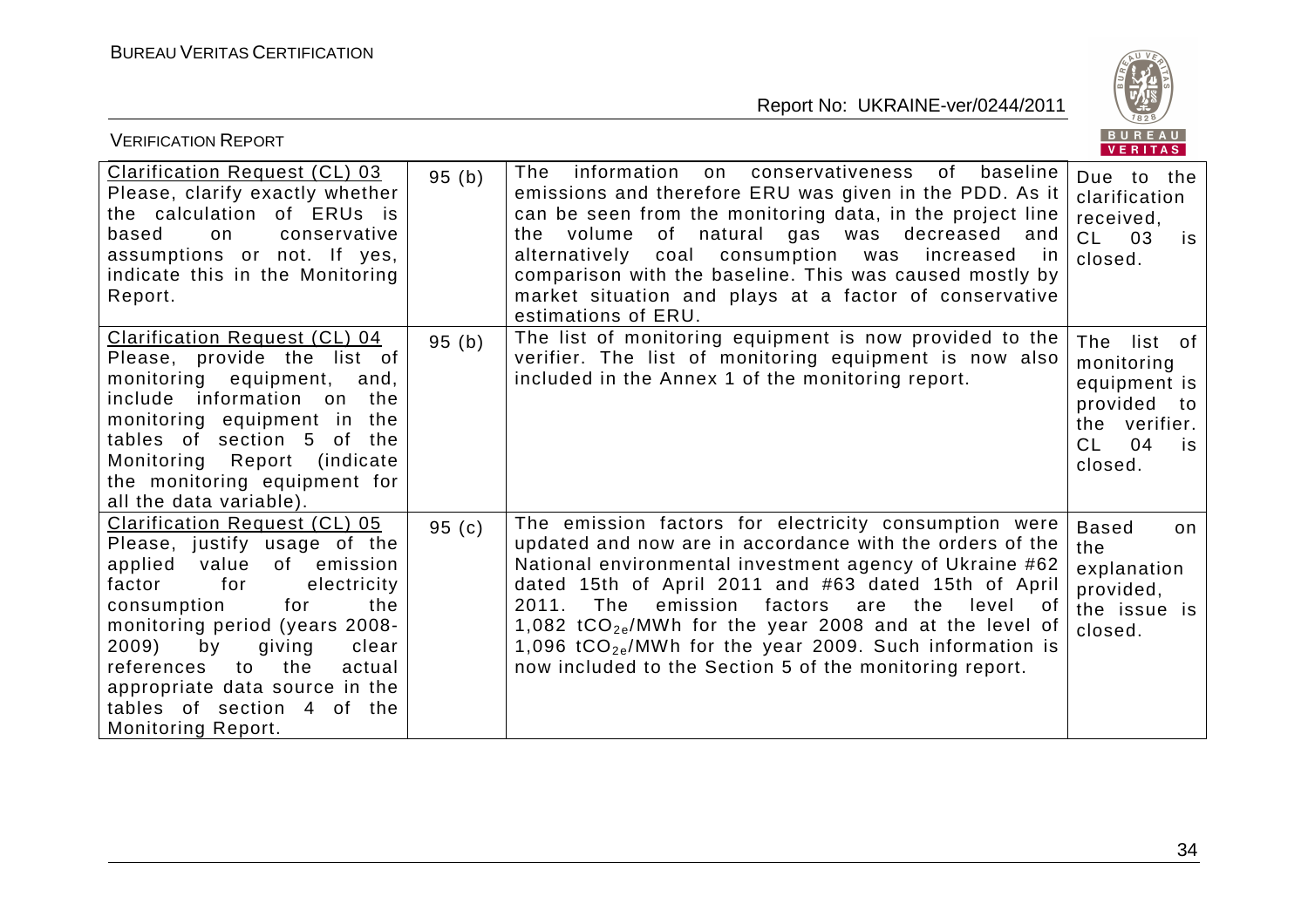| Clarification Request (CL) 03 Please, clarify exactly whether the calculation of ERUs is based on conservative assumptions or not. If yes, indicate this in the Monitoring Report. | 95 (b) | The information on conservativeness of baseline emissions and therefore ERU was given in the PDD. As it can be seen from the monitoring data, in the project line the volume of natural gas was decreased and alternatively coal consumption was increased in comparison with the baseline. This was caused mostly by market situation and plays at a factor of conservative estimations of ERU. | Due to the clarification received, CL 03 is closed. |
|---|---|---|---|
| Clarification Request (CL) 04 Please, provide the list of monitoring equipment, and, include information on the monitoring equipment in the tables of section 5 of the Monitoring Report (indicate the monitoring equipment for all the data variable). | 95 (b) | The list of monitoring equipment is now provided to the verifier. The list of monitoring equipment is now also included in the Annex 1 of the monitoring report. | The list of monitoring equipment is provided to the verifier. CL 04 is closed. |
| Clarification Request (CL) 05 Please, justify usage of the applied value of emission factor for electricity consumption for the monitoring period (years 2008-2009) by giving clear references to the actual appropriate data source in the tables of section 4 of the Monitoring Report. | 95 (c) | The emission factors for electricity consumption were updated and now are in accordance with the orders of the National environmental investment agency of Ukraine #62 dated 15th of April 2011 and #63 dated 15th of April 2011. The emission factors are the level of 1,082 $tCO_{2e}$/MWh for the year 2008 and at the level of 1,096 $tCO_{2e}$/MWh for the year 2009. Such information is now included to the Section 5 of the monitoring report. | Based on the explanation provided, the issue is closed. |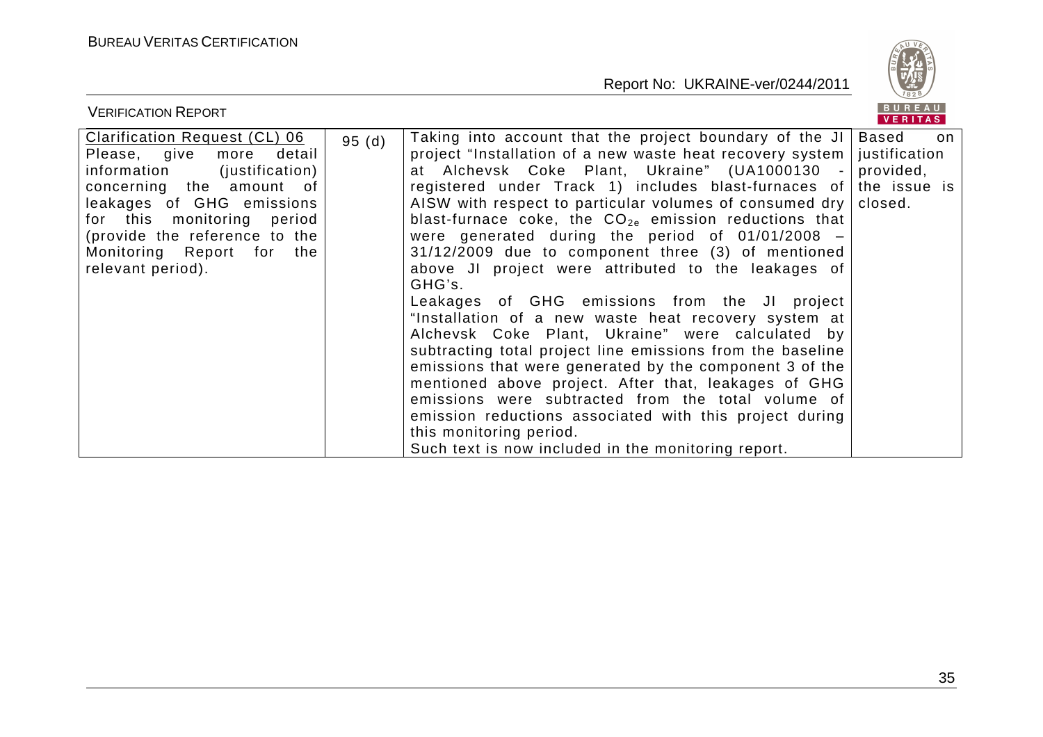| Clarification Request (CL) 06 Please, give more detail information (justification) concerning the amount of leakages of GHG emissions for this monitoring period (provide the reference to the Monitoring Report for the relevant period). | 95 (d) | Taking into account that the project boundary of the JI project "Installation of a new waste heat recovery system at Alchevsk Coke Plant, Ukraine" (UA1000130 - registered under Track 1) includes blast-furnaces of AISW with respect to particular volumes of consumed dry blast-furnace coke, the $CO_{2e}$ emission reductions that were generated during the period of 01/01/2008 – 31/12/2009 due to component three (3) of mentioned above JI project were attributed to the leakages of GHG's.<br>Leakages of GHG emissions from the JI project "Installation of a new waste heat recovery system at Alchevsk Coke Plant, Ukraine" were calculated by subtracting total project line emissions from the baseline emissions that were generated by the component 3 of the mentioned above project. After that, leakages of GHG emissions were subtracted from the total volume of emission reductions associated with this project during this monitoring period.<br>Such text is now included in the monitoring report. | Based on justification provided, the issue is closed. |
|---|---|---|---|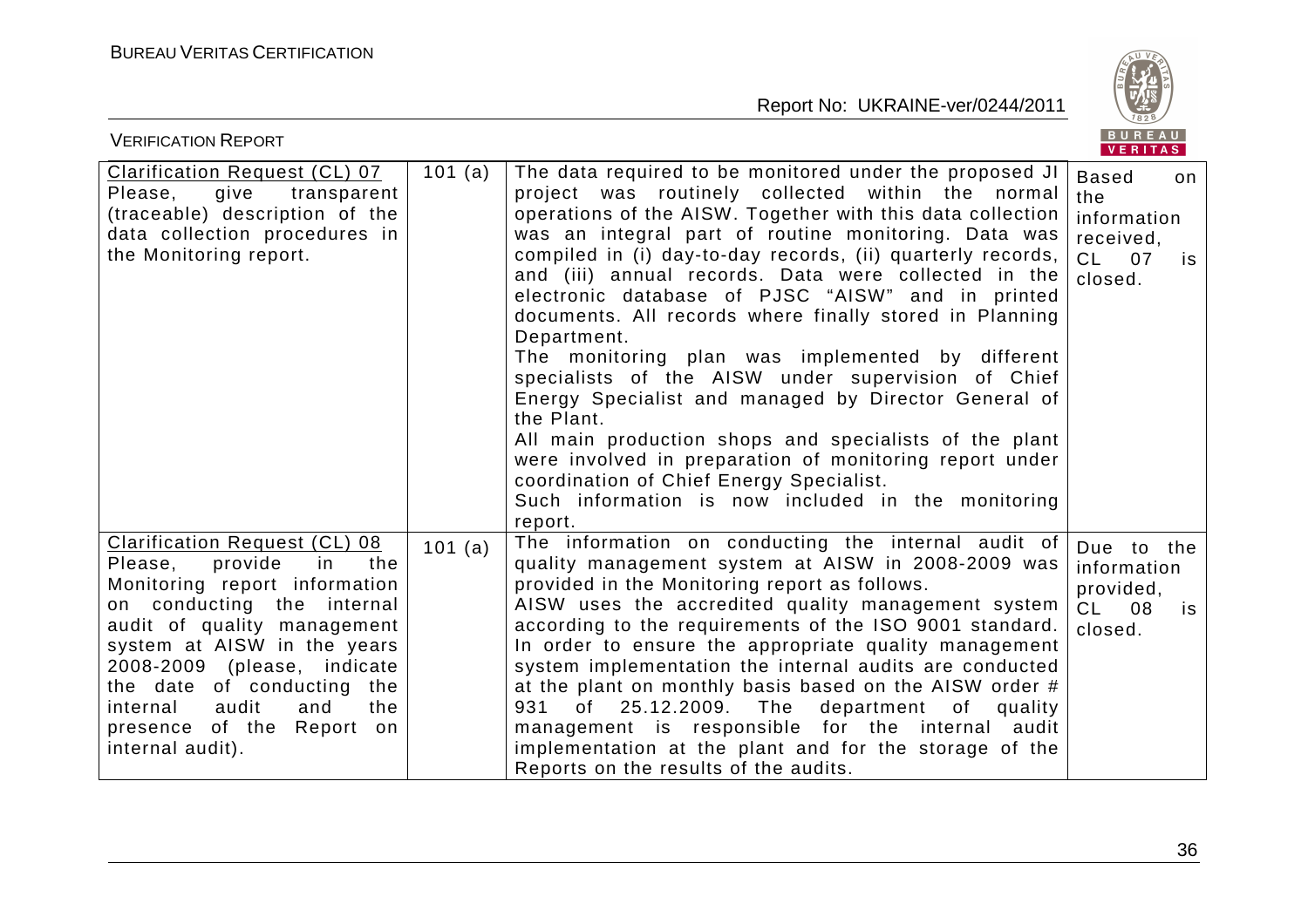| Clarification Request (CL) 07 Please, give transparent (traceable) description of the data collection procedures in the Monitoring report. | 101 (a) | The data required to be monitored under the proposed JI project was routinely collected within the normal operations of the AISW. Together with this data collection was an integral part of routine monitoring. Data was compiled in (i) day-to-day records, (ii) quarterly records, and (iii) annual records. Data were collected in the electronic database of PJSC "AISW" and in printed documents. All records where finally stored in Planning Department.<br>The monitoring plan was implemented by different specialists of the AISW under supervision of Chief Energy Specialist and managed by Director General of the Plant.<br>All main production shops and specialists of the plant were involved in preparation of monitoring report under coordination of Chief Energy Specialist.<br>Such information is now included in the monitoring report. | Based on the information received, CL 07 is closed. |
|---|---|---|---|
| Clarification Request (CL) 08 Please, provide in the Monitoring report information on conducting the internal audit of quality management system at AISW in the years 2008-2009 (please, indicate the date of conducting the internal audit and the presence of the Report on internal audit). | 101 (a) | The information on conducting the internal audit of quality management system at AISW in 2008-2009 was provided in the Monitoring report as follows.<br>AISW uses the accredited quality management system according to the requirements of the ISO 9001 standard. In order to ensure the appropriate quality management system implementation the internal audits are conducted at the plant on monthly basis based on the AISW order # 931 of 25.12.2009. The department of quality management is responsible for the internal audit implementation at the plant and for the storage of the Reports on the results of the audits. | Due to the information provided, CL 08 is closed. |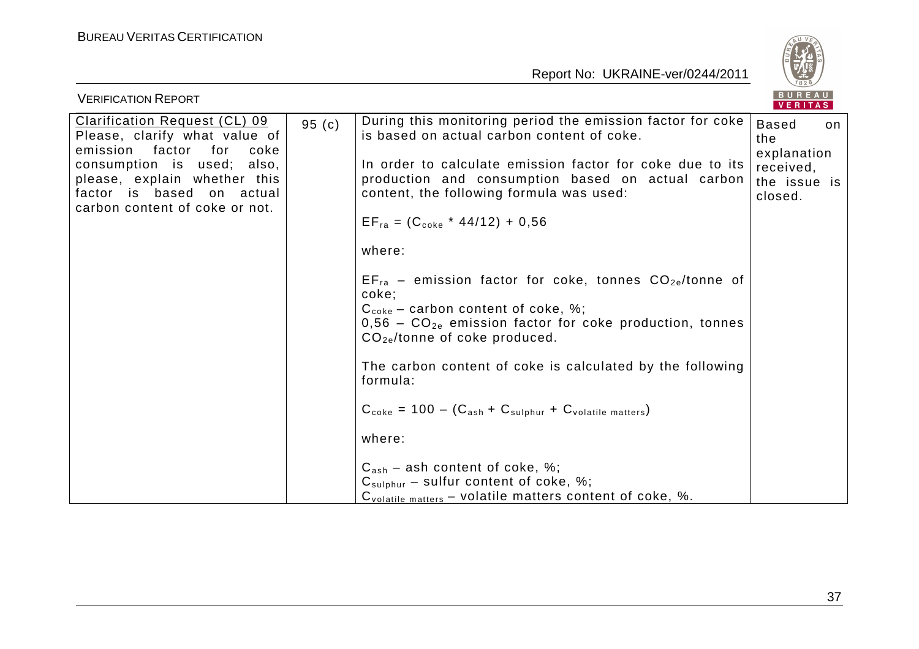| Clarification Request (CL) 09 Please, clarify what value of emission factor for coke consumption is used; also, please, explain whether this factor is based on actual carbon content of coke or not. | 95 (c) | During this monitoring period the emission factor for coke is based on actual carbon content of coke.<br><br>In order to calculate emission factor for coke due to its production and consumption based on actual carbon content, the following formula was used:<br><br>$EF_{ra} = (C_{coke} * 44/12) + 0,56$<br><br>where:<br><br>$EF_{ra}$ – emission factor for coke, tonnes $CO_{2e}$/tonne of coke;<br>$C_{coke}$ – carbon content of coke, %;<br>0,56 – $CO_{2e}$ emission factor for coke production, tonnes $CO_{2e}$/tonne of coke produced.<br><br>The carbon content of coke is calculated by the following formula:<br><br>$C_{coke} = 100 – (C_{ash} + C_{sulphur} + C_{volatile\ matters})$<br><br>where:<br><br>$C_{ash}$ – ash content of coke, %;<br>$C_{sulphur}$ – sulfur content of coke, %;<br>$C_{volatile\ matters}$ – volatile matters content of coke, %. | Based on the explanation received, the issue is closed. |
|---|---|---|---|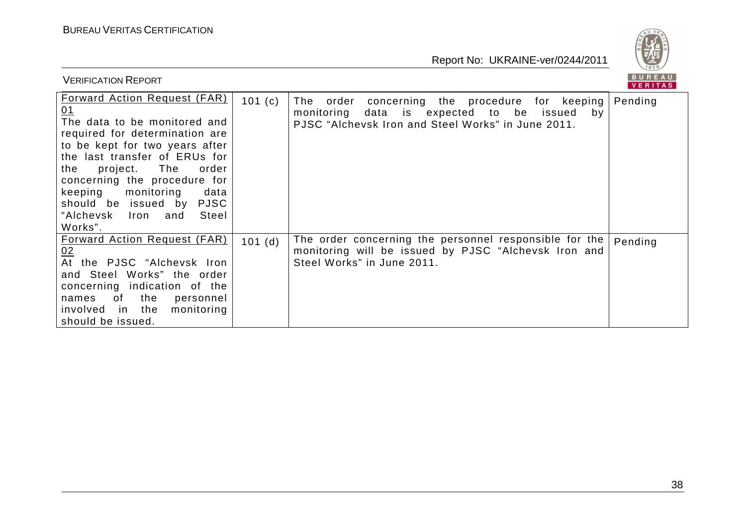| | | | |
|---|---|---|---|
| Forward Action Request (FAR) 01<br>The data to be monitored and required for determination are to be kept for two years after the last transfer of ERUs for the project. The order concerning the procedure for keeping monitoring data should be issued by PJSC "Alchevsk Iron and Steel Works". | 101 (c) | The order concerning the procedure for keeping monitoring data is expected to be issued by PJSC "Alchevsk Iron and Steel Works" in June 2011. | Pending |
| Forward Action Request (FAR) 02<br>At the PJSC "Alchevsk Iron and Steel Works" the order concerning indication of the names of the personnel involved in the monitoring should be issued. | 101 (d) | The order concerning the personnel responsible for the monitoring will be issued by PJSC "Alchevsk Iron and Steel Works" in June 2011. | Pending |